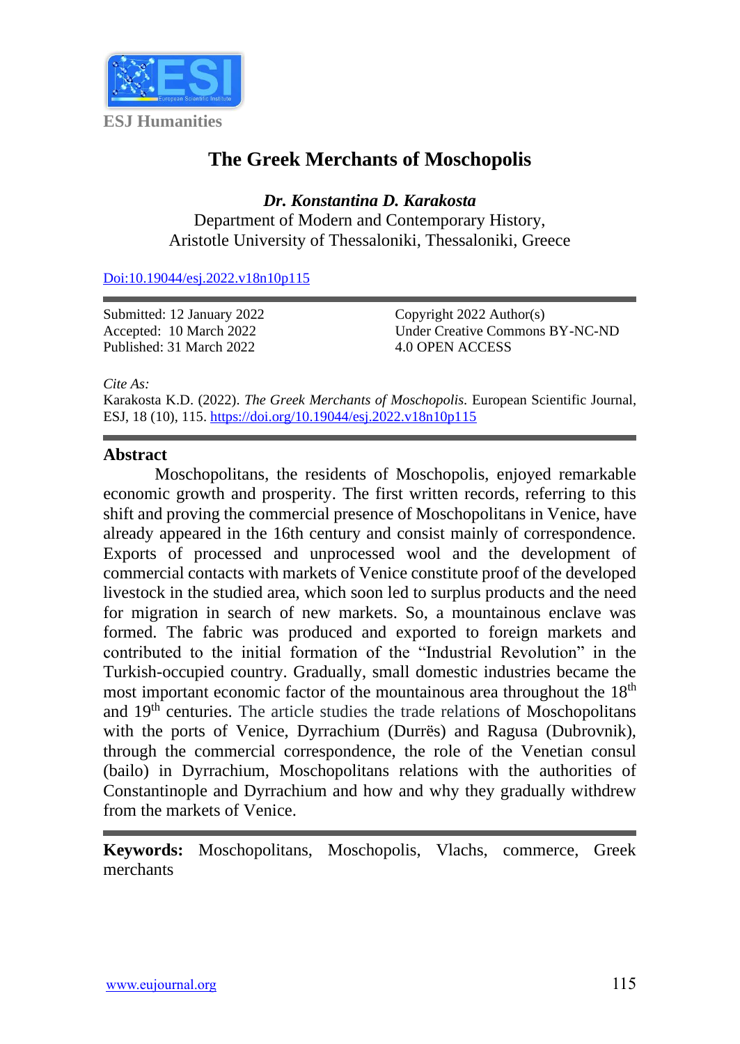ESJ Humanities

# The Greek Merchants of Moschopolis

***Dr. Konstantina D. Karakosta***
Department of Modern and Contemporary History,
Aristotle University of Thessaloniki, Thessaloniki, Greece

Doi:10.19044/esj.2022.v18n10p115

Submitted: 12 January 2022
Accepted: 10 March 2022
Published: 31 March 2022

Copyright 2022 Author(s)
Under Creative Commons BY-NC-ND
4.0 OPEN ACCESS

*Cite As:*
Karakosta K.D. (2022). *The Greek Merchants of Moschopolis.* European Scientific Journal, ESJ, 18 (10), 115. https://doi.org/10.19044/esj.2022.v18n10p115

## Abstract

Moschopolitans, the residents of Moschopolis, enjoyed remarkable economic growth and prosperity. The first written records, referring to this shift and proving the commercial presence of Moschopolitans in Venice, have already appeared in the 16th century and consist mainly of correspondence. Exports of processed and unprocessed wool and the development of commercial contacts with markets of Venice constitute proof of the developed livestock in the studied area, which soon led to surplus products and the need for migration in search of new markets. So, a mountainous enclave was formed. The fabric was produced and exported to foreign markets and contributed to the initial formation of the "Industrial Revolution" in the Turkish-occupied country. Gradually, small domestic industries became the most important economic factor of the mountainous area throughout the 18th and 19th centuries. The article studies the trade relations of Moschopolitans with the ports of Venice, Dyrrachium (Durrës) and Ragusa (Dubrovnik), through the commercial correspondence, the role of the Venetian consul (bailo) in Dyrrachium, Moschopolitans relations with the authorities of Constantinople and Dyrrachium and how and why they gradually withdrew from the markets of Venice.

**Keywords:** Moschopolitans, Moschopolis, Vlachs, commerce, Greek merchants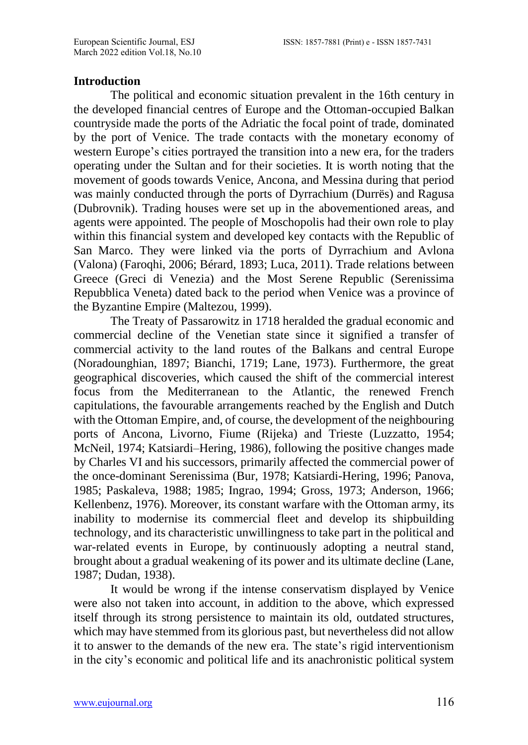## Introduction

The political and economic situation prevalent in the 16th century in the developed financial centres of Europe and the Ottoman-occupied Balkan countryside made the ports of the Adriatic the focal point of trade, dominated by the port of Venice. The trade contacts with the monetary economy of western Europe's cities portrayed the transition into a new era, for the traders operating under the Sultan and for their societies. It is worth noting that the movement of goods towards Venice, Ancona, and Messina during that period was mainly conducted through the ports of Dyrrachium (Durrës) and Ragusa (Dubrovnik). Trading houses were set up in the abovementioned areas, and agents were appointed. The people of Moschopolis had their own role to play within this financial system and developed key contacts with the Republic of San Marco. They were linked via the ports of Dyrrachium and Avlona (Valona) (Faroqhi, 2006; Bérard, 1893; Luca, 2011). Trade relations between Greece (Greci di Venezia) and the Most Serene Republic (Serenissima Repubblica Veneta) dated back to the period when Venice was a province of the Byzantine Empire (Maltezou, 1999).

The Treaty of Passarowitz in 1718 heralded the gradual economic and commercial decline of the Venetian state since it signified a transfer of commercial activity to the land routes of the Balkans and central Europe (Noradounghian, 1897; Bianchi, 1719; Lane, 1973). Furthermore, the great geographical discoveries, which caused the shift of the commercial interest focus from the Mediterranean to the Atlantic, the renewed French capitulations, the favourable arrangements reached by the English and Dutch with the Ottoman Empire, and, of course, the development of the neighbouring ports of Ancona, Livorno, Fiume (Rijeka) and Trieste (Luzzatto, 1954; McNeil, 1974; Katsiardi–Hering, 1986), following the positive changes made by Charles VI and his successors, primarily affected the commercial power of the once-dominant Serenissima (Bur, 1978; Katsiardi-Hering, 1996; Panova, 1985; Paskaleva, 1988; 1985; Ingrao, 1994; Gross, 1973; Anderson, 1966; Kellenbenz, 1976). Moreover, its constant warfare with the Ottoman army, its inability to modernise its commercial fleet and develop its shipbuilding technology, and its characteristic unwillingness to take part in the political and war-related events in Europe, by continuously adopting a neutral stand, brought about a gradual weakening of its power and its ultimate decline (Lane, 1987; Dudan, 1938).

It would be wrong if the intense conservatism displayed by Venice were also not taken into account, in addition to the above, which expressed itself through its strong persistence to maintain its old, outdated structures, which may have stemmed from its glorious past, but nevertheless did not allow it to answer to the demands of the new era. The state's rigid interventionism in the city's economic and political life and its anachronistic political system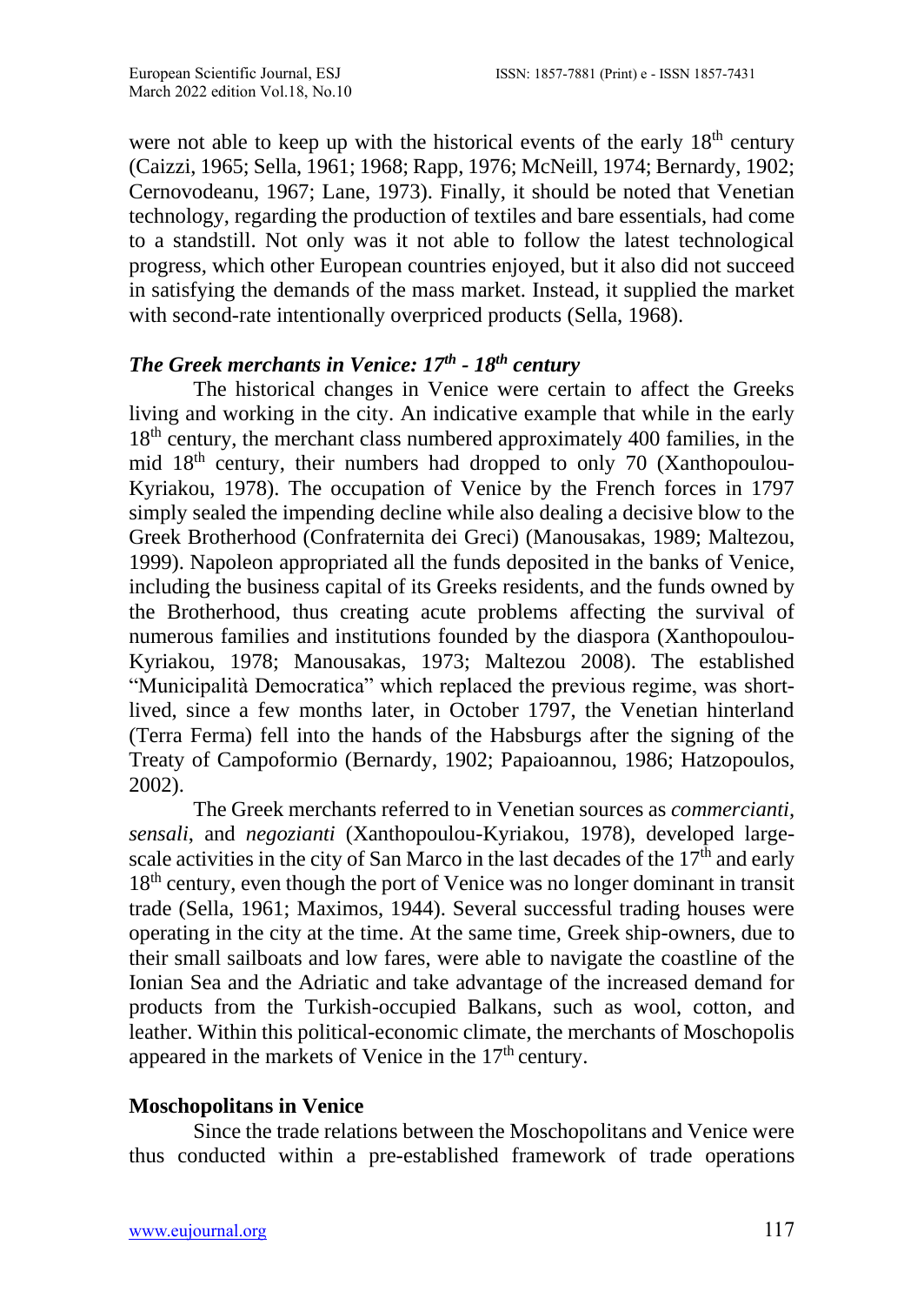were not able to keep up with the historical events of the early 18th century (Caizzi, 1965; Sella, 1961; 1968; Rapp, 1976; McNeill, 1974; Bernardy, 1902; Cernovodeanu, 1967; Lane, 1973). Finally, it should be noted that Venetian technology, regarding the production of textiles and bare essentials, had come to a standstill. Not only was it not able to follow the latest technological progress, which other European countries enjoyed, but it also did not succeed in satisfying the demands of the mass market. Instead, it supplied the market with second-rate intentionally overpriced products (Sella, 1968).

### *The Greek merchants in Venice: 17th - 18th century*

The historical changes in Venice were certain to affect the Greeks living and working in the city. An indicative example that while in the early 18th century, the merchant class numbered approximately 400 families, in the mid 18th century, their numbers had dropped to only 70 (Xanthopoulou-Kyriakou, 1978). The occupation of Venice by the French forces in 1797 simply sealed the impending decline while also dealing a decisive blow to the Greek Brotherhood (Confraternita dei Greci) (Manousakas, 1989; Maltezou, 1999). Napoleon appropriated all the funds deposited in the banks of Venice, including the business capital of its Greeks residents, and the funds owned by the Brotherhood, thus creating acute problems affecting the survival of numerous families and institutions founded by the diaspora (Xanthopoulou-Kyriakou, 1978; Manousakas, 1973; Maltezou 2008). The established "Municipalità Democratica" which replaced the previous regime, was short-lived, since a few months later, in October 1797, the Venetian hinterland (Terra Ferma) fell into the hands of the Habsburgs after the signing of the Treaty of Campoformio (Bernardy, 1902; Papaioannou, 1986; Hatzopoulos, 2002).

The Greek merchants referred to in Venetian sources as *commercianti*, *sensali*, and *negozianti* (Xanthopoulou-Kyriakou, 1978), developed large-scale activities in the city of San Marco in the last decades of the 17th and early 18th century, even though the port of Venice was no longer dominant in transit trade (Sella, 1961; Maximos, 1944). Several successful trading houses were operating in the city at the time. At the same time, Greek ship-owners, due to their small sailboats and low fares, were able to navigate the coastline of the Ionian Sea and the Adriatic and take advantage of the increased demand for products from the Turkish-occupied Balkans, such as wool, cotton, and leather. Within this political-economic climate, the merchants of Moschopolis appeared in the markets of Venice in the 17th century.

### **Moschopolitans in Venice**

Since the trade relations between the Moschopolitans and Venice were thus conducted within a pre-established framework of trade operations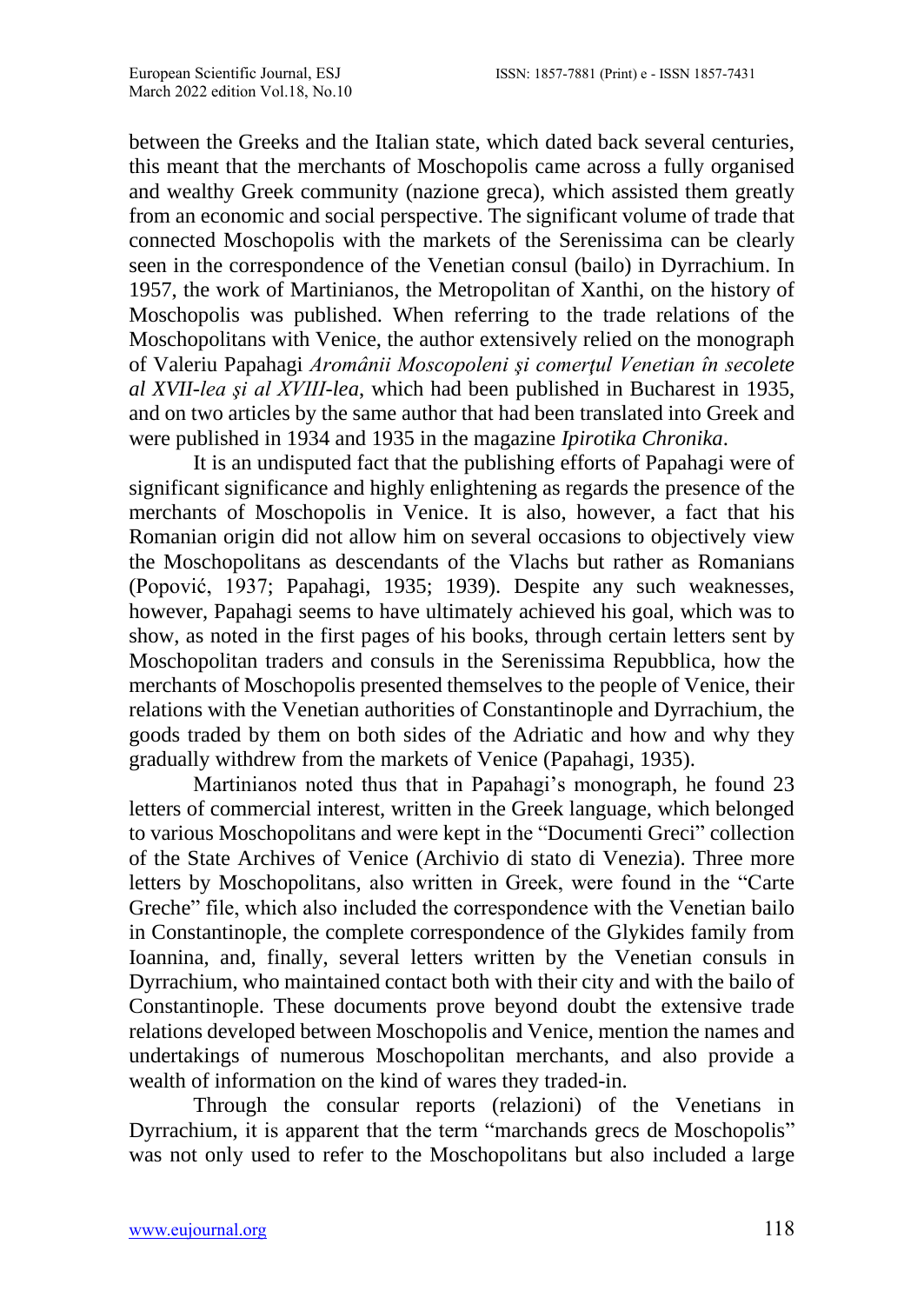between the Greeks and the Italian state, which dated back several centuries, this meant that the merchants of Moschopolis came across a fully organised and wealthy Greek community (nazione greca), which assisted them greatly from an economic and social perspective. The significant volume of trade that connected Moschopolis with the markets of the Serenissima can be clearly seen in the correspondence of the Venetian consul (bailo) in Dyrrachium. In 1957, the work of Martinianos, the Metropolitan of Xanthi, on the history of Moschopolis was published. When referring to the trade relations of the Moschopolitans with Venice, the author extensively relied on the monograph of Valeriu Papahagi *Aromânii Moscopoleni şi comerţul Venetian în secolete al XVII-lea şi al XVIII-lea*, which had been published in Bucharest in 1935, and on two articles by the same author that had been translated into Greek and were published in 1934 and 1935 in the magazine *Ipirotika Chronika*.

It is an undisputed fact that the publishing efforts of Papahagi were of significant significance and highly enlightening as regards the presence of the merchants of Moschopolis in Venice. It is also, however, a fact that his Romanian origin did not allow him on several occasions to objectively view the Moschopolitans as descendants of the Vlachs but rather as Romanians (Popović, 1937; Papahagi, 1935; 1939). Despite any such weaknesses, however, Papahagi seems to have ultimately achieved his goal, which was to show, as noted in the first pages of his books, through certain letters sent by Moschopolitan traders and consuls in the Serenissima Repubblica, how the merchants of Moschopolis presented themselves to the people of Venice, their relations with the Venetian authorities of Constantinople and Dyrrachium, the goods traded by them on both sides of the Adriatic and how and why they gradually withdrew from the markets of Venice (Papahagi, 1935).

Martinianos noted thus that in Papahagi's monograph, he found 23 letters of commercial interest, written in the Greek language, which belonged to various Moschopolitans and were kept in the "Documenti Greci" collection of the State Archives of Venice (Archivio di stato di Venezia). Three more letters by Moschopolitans, also written in Greek, were found in the "Carte Greche" file, which also included the correspondence with the Venetian bailo in Constantinople, the complete correspondence of the Glykides family from Ioannina, and, finally, several letters written by the Venetian consuls in Dyrrachium, who maintained contact both with their city and with the bailo of Constantinople. These documents prove beyond doubt the extensive trade relations developed between Moschopolis and Venice, mention the names and undertakings of numerous Moschopolitan merchants, and also provide a wealth of information on the kind of wares they traded-in.

Through the consular reports (relazioni) of the Venetians in Dyrrachium, it is apparent that the term "marchands grecs de Moschopolis" was not only used to refer to the Moschopolitans but also included a large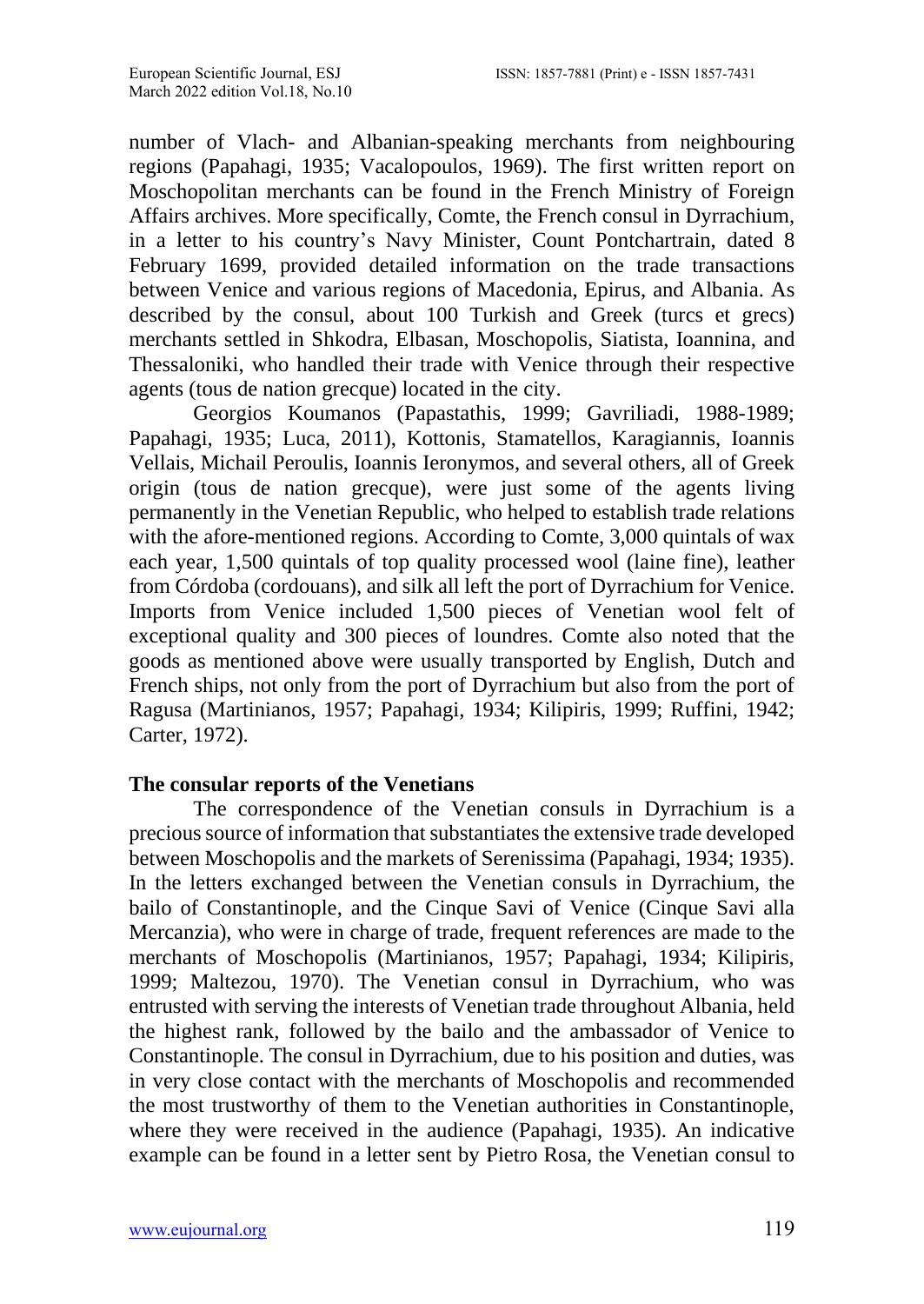number of Vlach- and Albanian-speaking merchants from neighbouring regions (Papahagi, 1935; Vacalopoulos, 1969). The first written report on Moschopolitan merchants can be found in the French Ministry of Foreign Affairs archives. More specifically, Comte, the French consul in Dyrrachium, in a letter to his country's Navy Minister, Count Pontchartrain, dated 8 February 1699, provided detailed information on the trade transactions between Venice and various regions of Macedonia, Epirus, and Albania. As described by the consul, about 100 Turkish and Greek (turcs et grecs) merchants settled in Shkodra, Elbasan, Moschopolis, Siatista, Ioannina, and Thessaloniki, who handled their trade with Venice through their respective agents (tous de nation grecque) located in the city.

Georgios Koumanos (Papastathis, 1999; Gavriliadi, 1988-1989; Papahagi, 1935; Luca, 2011), Kottonis, Stamatellos, Karagiannis, Ioannis Vellais, Michail Peroulis, Ioannis Ieronymos, and several others, all of Greek origin (tous de nation grecque), were just some of the agents living permanently in the Venetian Republic, who helped to establish trade relations with the afore-mentioned regions. According to Comte, 3,000 quintals of wax each year, 1,500 quintals of top quality processed wool (laine fine), leather from Córdoba (cordouans), and silk all left the port of Dyrrachium for Venice. Imports from Venice included 1,500 pieces of Venetian wool felt of exceptional quality and 300 pieces of loundres. Comte also noted that the goods as mentioned above were usually transported by English, Dutch and French ships, not only from the port of Dyrrachium but also from the port of Ragusa (Martinianos, 1957; Papahagi, 1934; Kilipiris, 1999; Ruffini, 1942; Carter, 1972).

## The consular reports of the Venetians

The correspondence of the Venetian consuls in Dyrrachium is a precious source of information that substantiates the extensive trade developed between Moschopolis and the markets of Serenissima (Papahagi, 1934; 1935). In the letters exchanged between the Venetian consuls in Dyrrachium, the bailo of Constantinople, and the Cinque Savi of Venice (Cinque Savi alla Mercanzia), who were in charge of trade, frequent references are made to the merchants of Moschopolis (Martinianos, 1957; Papahagi, 1934; Kilipiris, 1999; Maltezou, 1970). The Venetian consul in Dyrrachium, who was entrusted with serving the interests of Venetian trade throughout Albania, held the highest rank, followed by the bailo and the ambassador of Venice to Constantinople. The consul in Dyrrachium, due to his position and duties, was in very close contact with the merchants of Moschopolis and recommended the most trustworthy of them to the Venetian authorities in Constantinople, where they were received in the audience (Papahagi, 1935). An indicative example can be found in a letter sent by Pietro Rosa, the Venetian consul to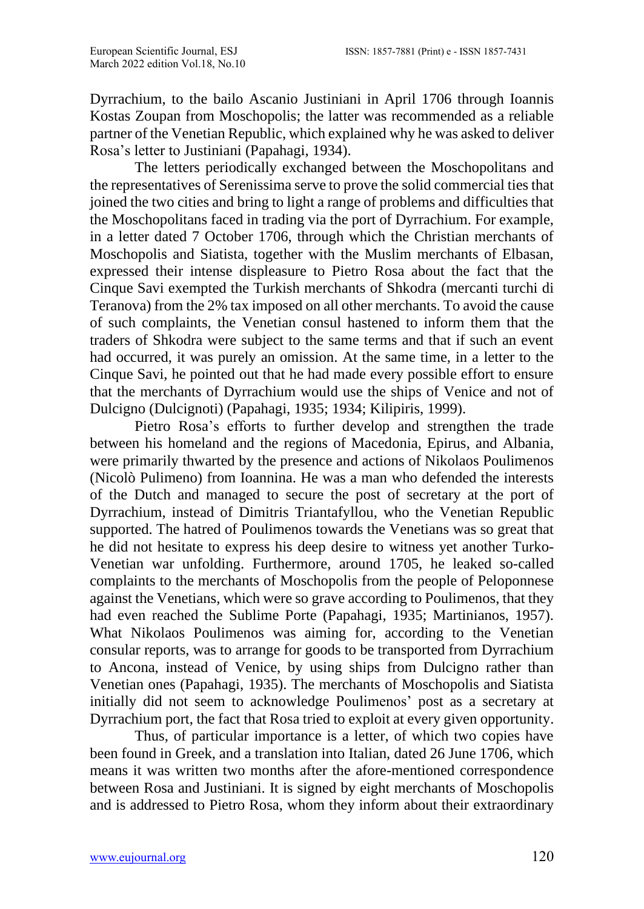Dyrrachium, to the bailo Ascanio Justiniani in April 1706 through Ioannis Kostas Zoupan from Moschopolis; the latter was recommended as a reliable partner of the Venetian Republic, which explained why he was asked to deliver Rosa's letter to Justiniani (Papahagi, 1934).

The letters periodically exchanged between the Moschopolitans and the representatives of Serenissima serve to prove the solid commercial ties that joined the two cities and bring to light a range of problems and difficulties that the Moschopolitans faced in trading via the port of Dyrrachium. For example, in a letter dated 7 October 1706, through which the Christian merchants of Moschopolis and Siatista, together with the Muslim merchants of Elbasan, expressed their intense displeasure to Pietro Rosa about the fact that the Cinque Savi exempted the Turkish merchants of Shkodra (mercanti turchi di Teranova) from the 2% tax imposed on all other merchants. To avoid the cause of such complaints, the Venetian consul hastened to inform them that the traders of Shkodra were subject to the same terms and that if such an event had occurred, it was purely an omission. At the same time, in a letter to the Cinque Savi, he pointed out that he had made every possible effort to ensure that the merchants of Dyrrachium would use the ships of Venice and not of Dulcigno (Dulcignoti) (Papahagi, 1935; 1934; Kilipiris, 1999).

Pietro Rosa's efforts to further develop and strengthen the trade between his homeland and the regions of Macedonia, Epirus, and Albania, were primarily thwarted by the presence and actions of Nikolaos Poulimenos (Nicolò Pulimeno) from Ioannina. He was a man who defended the interests of the Dutch and managed to secure the post of secretary at the port of Dyrrachium, instead of Dimitris Triantafyllou, who the Venetian Republic supported. The hatred of Poulimenos towards the Venetians was so great that he did not hesitate to express his deep desire to witness yet another Turko-Venetian war unfolding. Furthermore, around 1705, he leaked so-called complaints to the merchants of Moschopolis from the people of Peloponnese against the Venetians, which were so grave according to Poulimenos, that they had even reached the Sublime Porte (Papahagi, 1935; Martinianos, 1957). What Nikolaos Poulimenos was aiming for, according to the Venetian consular reports, was to arrange for goods to be transported from Dyrrachium to Ancona, instead of Venice, by using ships from Dulcigno rather than Venetian ones (Papahagi, 1935). The merchants of Moschopolis and Siatista initially did not seem to acknowledge Poulimenos' post as a secretary at Dyrrachium port, the fact that Rosa tried to exploit at every given opportunity.

Thus, of particular importance is a letter, of which two copies have been found in Greek, and a translation into Italian, dated 26 June 1706, which means it was written two months after the afore-mentioned correspondence between Rosa and Justiniani. It is signed by eight merchants of Moschopolis and is addressed to Pietro Rosa, whom they inform about their extraordinary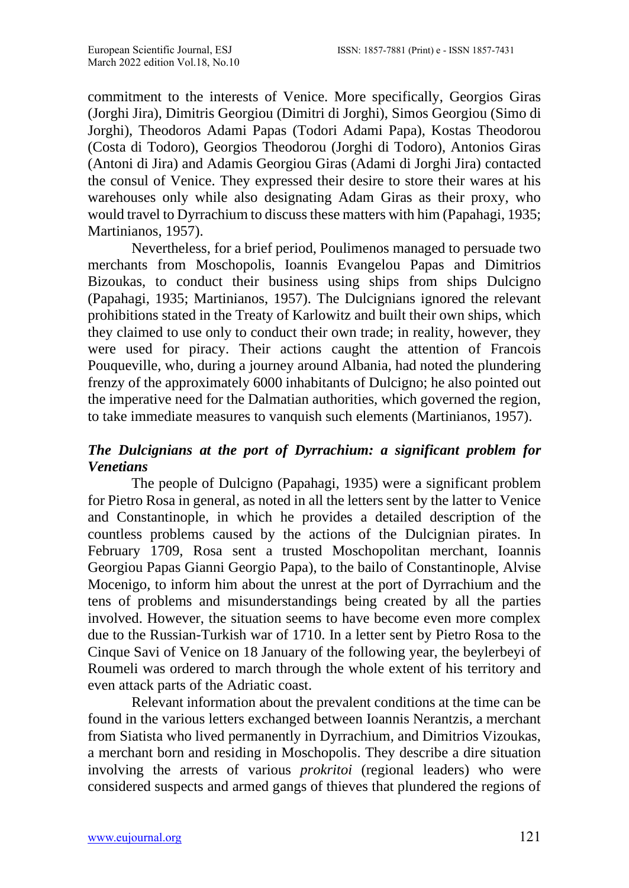commitment to the interests of Venice. More specifically, Georgios Giras (Jorghi Jira), Dimitris Georgiou (Dimitri di Jorghi), Simos Georgiou (Simo di Jorghi), Theodoros Adami Papas (Todori Adami Papa), Kostas Theodorou (Costa di Todoro), Georgios Theodorou (Jorghi di Todoro), Antonios Giras (Antoni di Jira) and Adamis Georgiou Giras (Adami di Jorghi Jira) contacted the consul of Venice. They expressed their desire to store their wares at his warehouses only while also designating Adam Giras as their proxy, who would travel to Dyrrachium to discuss these matters with him (Papahagi, 1935; Martinianos, 1957).

Nevertheless, for a brief period, Poulimenos managed to persuade two merchants from Moschopolis, Ioannis Evangelou Papas and Dimitrios Bizoukas, to conduct their business using ships from ships Dulcigno (Papahagi, 1935; Martinianos, 1957). The Dulcignians ignored the relevant prohibitions stated in the Treaty of Karlowitz and built their own ships, which they claimed to use only to conduct their own trade; in reality, however, they were used for piracy. Their actions caught the attention of Francois Pouqueville, who, during a journey around Albania, had noted the plundering frenzy of the approximately 6000 inhabitants of Dulcigno; he also pointed out the imperative need for the Dalmatian authorities, which governed the region, to take immediate measures to vanquish such elements (Martinianos, 1957).

### *The Dulcignians at the port of Dyrrachium: a significant problem for Venetians*

The people of Dulcigno (Papahagi, 1935) were a significant problem for Pietro Rosa in general, as noted in all the letters sent by the latter to Venice and Constantinople, in which he provides a detailed description of the countless problems caused by the actions of the Dulcignian pirates. In February 1709, Rosa sent a trusted Moschopolitan merchant, Ioannis Georgiou Papas Gianni Georgio Papa), to the bailo of Constantinople, Alvise Mocenigo, to inform him about the unrest at the port of Dyrrachium and the tens of problems and misunderstandings being created by all the parties involved. However, the situation seems to have become even more complex due to the Russian-Turkish war of 1710. In a letter sent by Pietro Rosa to the Cinque Savi of Venice on 18 January of the following year, the beylerbeyi of Roumeli was ordered to march through the whole extent of his territory and even attack parts of the Adriatic coast.

Relevant information about the prevalent conditions at the time can be found in the various letters exchanged between Ioannis Nerantzis, a merchant from Siatista who lived permanently in Dyrrachium, and Dimitrios Vizoukas, a merchant born and residing in Moschopolis. They describe a dire situation involving the arrests of various *prokritoi* (regional leaders) who were considered suspects and armed gangs of thieves that plundered the regions of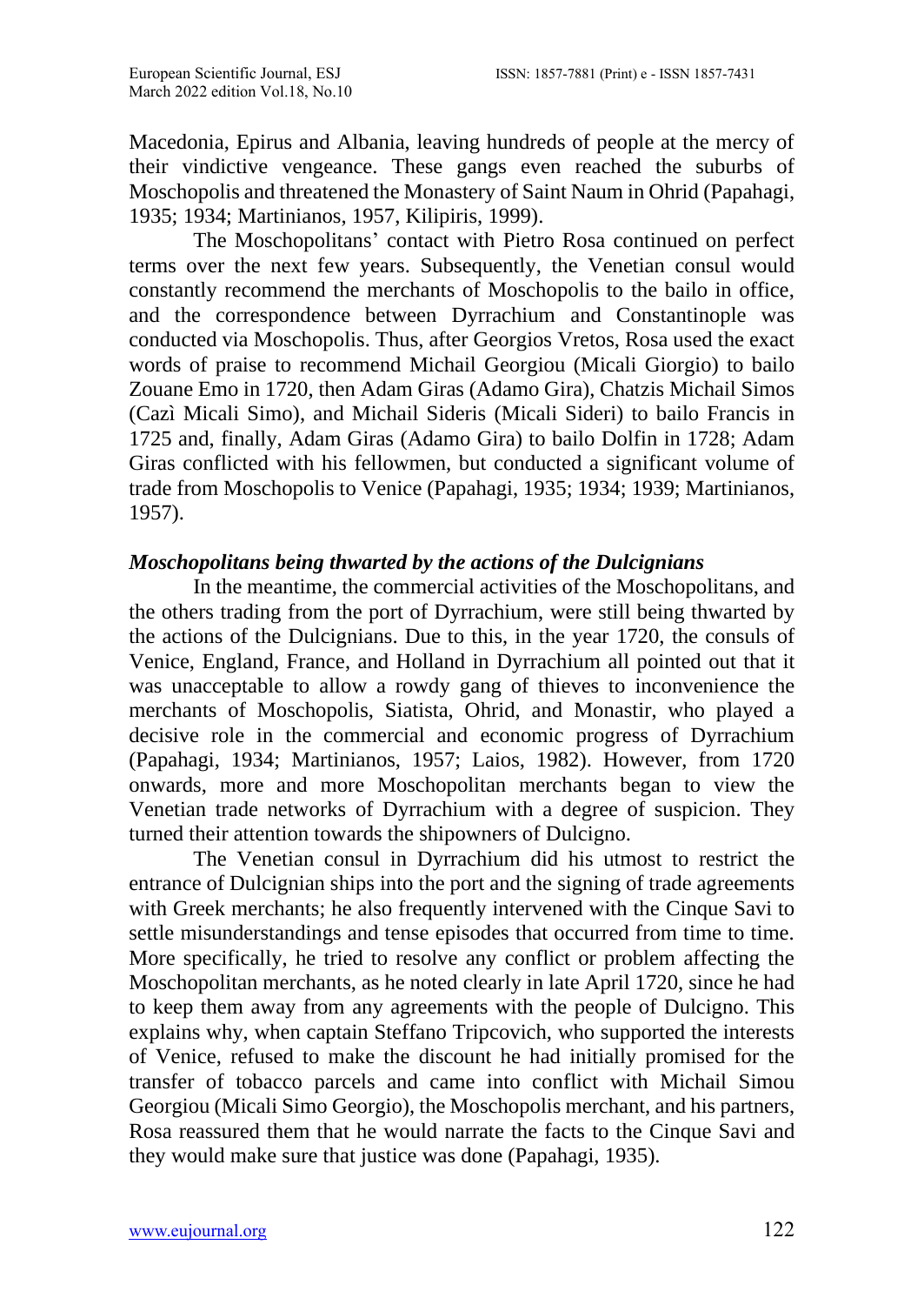Macedonia, Epirus and Albania, leaving hundreds of people at the mercy of their vindictive vengeance. These gangs even reached the suburbs of Moschopolis and threatened the Monastery of Saint Naum in Ohrid (Papahagi, 1935; 1934; Martinianos, 1957, Kilipiris, 1999).

The Moschopolitans' contact with Pietro Rosa continued on perfect terms over the next few years. Subsequently, the Venetian consul would constantly recommend the merchants of Moschopolis to the bailo in office, and the correspondence between Dyrrachium and Constantinople was conducted via Moschopolis. Thus, after Georgios Vretos, Rosa used the exact words of praise to recommend Michail Georgiou (Micali Giorgio) to bailo Zouane Emo in 1720, then Adam Giras (Adamo Gira), Chatzis Michail Simos (Cazì Micali Simo), and Michail Sideris (Micali Sideri) to bailo Francis in 1725 and, finally, Adam Giras (Adamo Gira) to bailo Dolfin in 1728; Adam Giras conflicted with his fellowmen, but conducted a significant volume of trade from Moschopolis to Venice (Papahagi, 1935; 1934; 1939; Martinianos, 1957).

### *Moschopolitans being thwarted by the actions of the Dulcignians*

In the meantime, the commercial activities of the Moschopolitans, and the others trading from the port of Dyrrachium, were still being thwarted by the actions of the Dulcignians. Due to this, in the year 1720, the consuls of Venice, England, France, and Holland in Dyrrachium all pointed out that it was unacceptable to allow a rowdy gang of thieves to inconvenience the merchants of Moschopolis, Siatista, Ohrid, and Monastir, who played a decisive role in the commercial and economic progress of Dyrrachium (Papahagi, 1934; Martinianos, 1957; Laios, 1982). However, from 1720 onwards, more and more Moschopolitan merchants began to view the Venetian trade networks of Dyrrachium with a degree of suspicion. They turned their attention towards the shipowners of Dulcigno.

The Venetian consul in Dyrrachium did his utmost to restrict the entrance of Dulcignian ships into the port and the signing of trade agreements with Greek merchants; he also frequently intervened with the Cinque Savi to settle misunderstandings and tense episodes that occurred from time to time. More specifically, he tried to resolve any conflict or problem affecting the Moschopolitan merchants, as he noted clearly in late April 1720, since he had to keep them away from any agreements with the people of Dulcigno. This explains why, when captain Steffano Tripcovich, who supported the interests of Venice, refused to make the discount he had initially promised for the transfer of tobacco parcels and came into conflict with Michail Simou Georgiou (Micali Simo Georgio), the Moschopolis merchant, and his partners, Rosa reassured them that he would narrate the facts to the Cinque Savi and they would make sure that justice was done (Papahagi, 1935).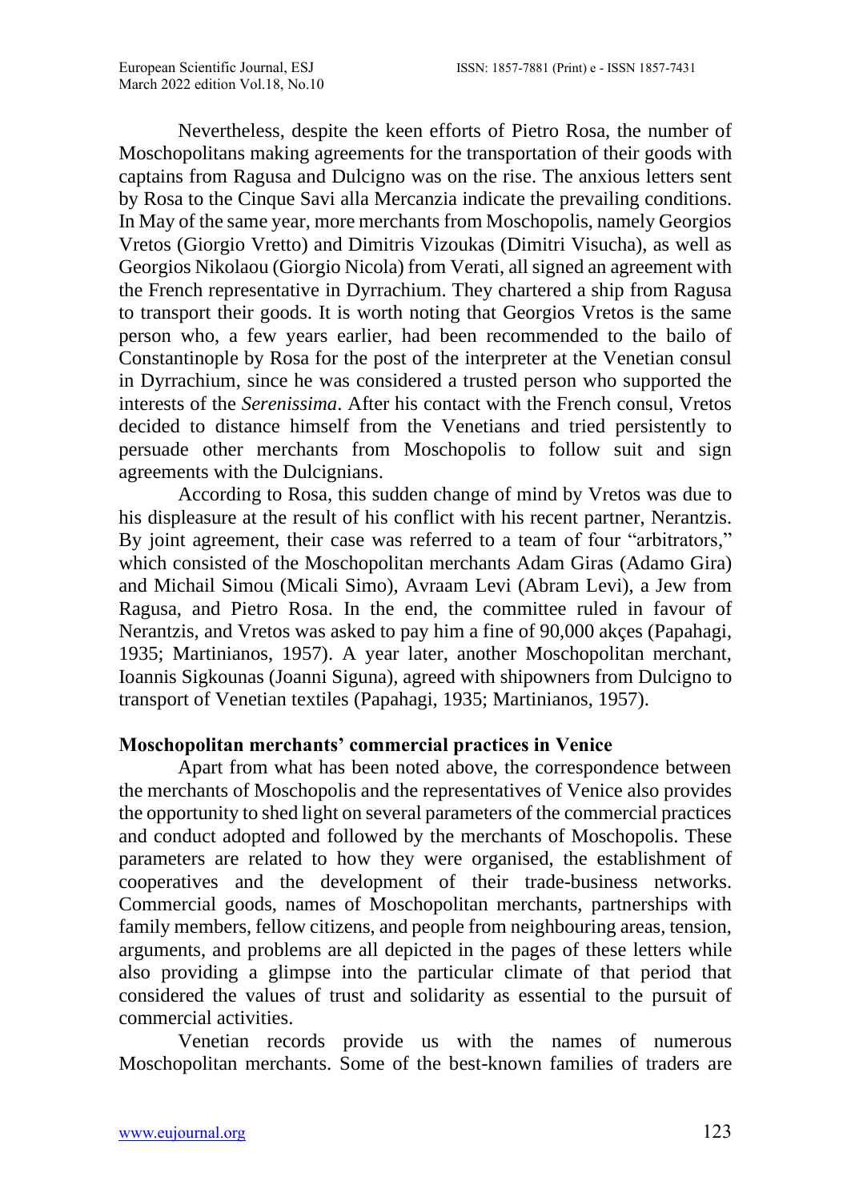Nevertheless, despite the keen efforts of Pietro Rosa, the number of Moschopolitans making agreements for the transportation of their goods with captains from Ragusa and Dulcigno was on the rise. The anxious letters sent by Rosa to the Cinque Savi alla Mercanzia indicate the prevailing conditions. In May of the same year, more merchants from Moschopolis, namely Georgios Vretos (Giorgio Vretto) and Dimitris Vizoukas (Dimitri Visucha), as well as Georgios Nikolaou (Giorgio Nicola) from Verati, all signed an agreement with the French representative in Dyrrachium. They chartered a ship from Ragusa to transport their goods. It is worth noting that Georgios Vretos is the same person who, a few years earlier, had been recommended to the bailo of Constantinople by Rosa for the post of the interpreter at the Venetian consul in Dyrrachium, since he was considered a trusted person who supported the interests of the *Serenissima*. After his contact with the French consul, Vretos decided to distance himself from the Venetians and tried persistently to persuade other merchants from Moschopolis to follow suit and sign agreements with the Dulcignians.

According to Rosa, this sudden change of mind by Vretos was due to his displeasure at the result of his conflict with his recent partner, Nerantzis. By joint agreement, their case was referred to a team of four "arbitrators," which consisted of the Moschopolitan merchants Adam Giras (Adamo Gira) and Michail Simou (Micali Simo), Avraam Levi (Abram Levi), a Jew from Ragusa, and Pietro Rosa. In the end, the committee ruled in favour of Nerantzis, and Vretos was asked to pay him a fine of 90,000 akçes (Papahagi, 1935; Martinianos, 1957). A year later, another Moschopolitan merchant, Ioannis Sigkounas (Joanni Siguna), agreed with shipowners from Dulcigno to transport of Venetian textiles (Papahagi, 1935; Martinianos, 1957).

## Moschopolitan merchants' commercial practices in Venice

Apart from what has been noted above, the correspondence between the merchants of Moschopolis and the representatives of Venice also provides the opportunity to shed light on several parameters of the commercial practices and conduct adopted and followed by the merchants of Moschopolis. These parameters are related to how they were organised, the establishment of cooperatives and the development of their trade-business networks. Commercial goods, names of Moschopolitan merchants, partnerships with family members, fellow citizens, and people from neighbouring areas, tension, arguments, and problems are all depicted in the pages of these letters while also providing a glimpse into the particular climate of that period that considered the values of trust and solidarity as essential to the pursuit of commercial activities.

Venetian records provide us with the names of numerous Moschopolitan merchants. Some of the best-known families of traders are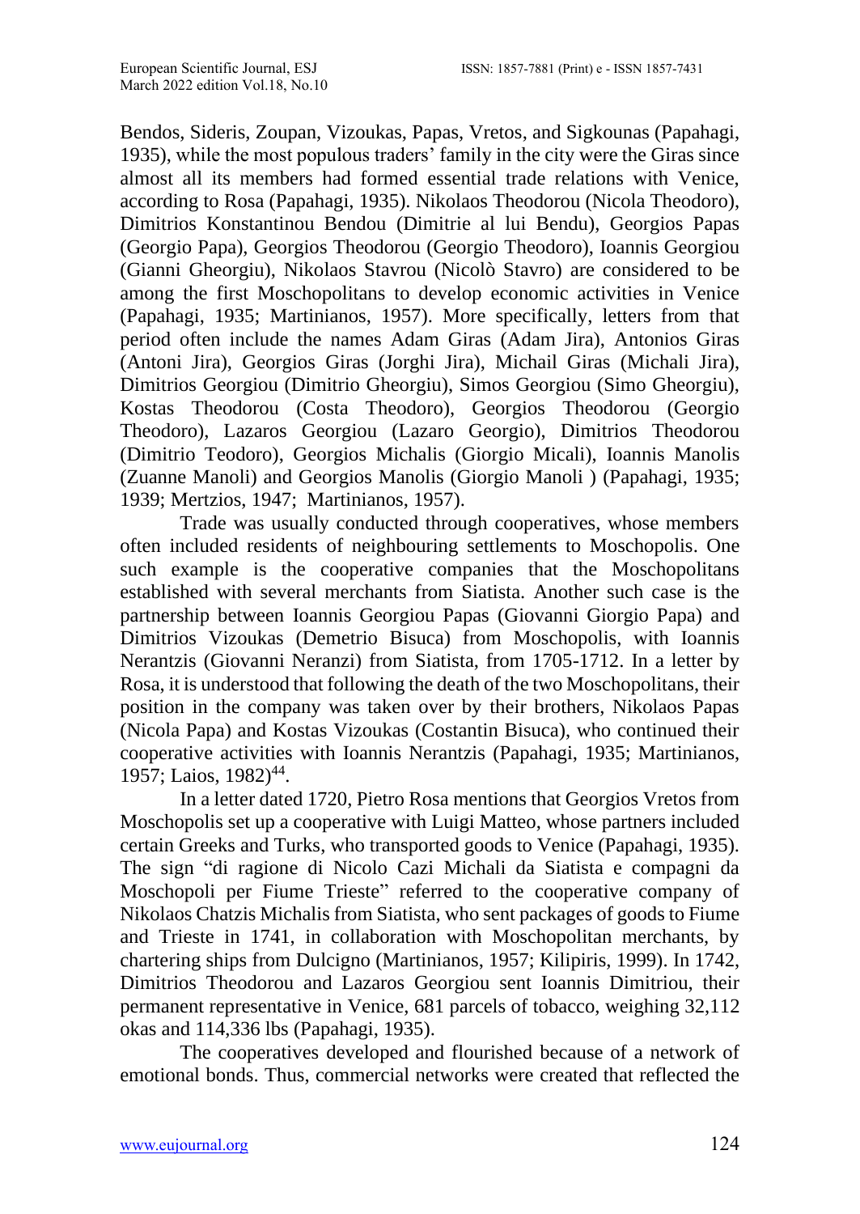Bendos, Sideris, Zoupan, Vizoukas, Papas, Vretos, and Sigkounas (Papahagi, 1935), while the most populous traders' family in the city were the Giras since almost all its members had formed essential trade relations with Venice, according to Rosa (Papahagi, 1935). Nikolaos Theodorou (Nicola Theodoro), Dimitrios Konstantinou Bendou (Dimitrie al lui Bendu), Georgios Papas (Georgio Papa), Georgios Theodorou (Georgio Theodoro), Ioannis Georgiou (Gianni Gheorgiu), Nikolaos Stavrou (Nicolò Stavro) are considered to be among the first Moschopolitans to develop economic activities in Venice (Papahagi, 1935; Martinianos, 1957). More specifically, letters from that period often include the names Adam Giras (Adam Jira), Antonios Giras (Antoni Jira), Georgios Giras (Jorghi Jira), Michail Giras (Michali Jira), Dimitrios Georgiou (Dimitrio Gheorgiu), Simos Georgiou (Simo Gheorgiu), Kostas Theodorou (Costa Theodoro), Georgios Theodorou (Georgio Theodoro), Lazaros Georgiou (Lazaro Georgio), Dimitrios Theodorou (Dimitrio Teodoro), Georgios Michalis (Giorgio Micali), Ioannis Manolis (Zuanne Manoli) and Georgios Manolis (Giorgio Manoli ) (Papahagi, 1935; 1939; Mertzios, 1947; Martinianos, 1957).

Trade was usually conducted through cooperatives, whose members often included residents of neighbouring settlements to Moschopolis. One such example is the cooperative companies that the Moschopolitans established with several merchants from Siatista. Another such case is the partnership between Ioannis Georgiou Papas (Giovanni Giorgio Papa) and Dimitrios Vizoukas (Demetrio Bisuca) from Moschopolis, with Ioannis Nerantzis (Giovanni Neranzi) from Siatista, from 1705-1712. In a letter by Rosa, it is understood that following the death of the two Moschopolitans, their position in the company was taken over by their brothers, Nikolaos Papas (Nicola Papa) and Kostas Vizoukas (Costantin Bisuca), who continued their cooperative activities with Ioannis Nerantzis (Papahagi, 1935; Martinianos, 1957; Laios, 1982)[44].

In a letter dated 1720, Pietro Rosa mentions that Georgios Vretos from Moschopolis set up a cooperative with Luigi Matteo, whose partners included certain Greeks and Turks, who transported goods to Venice (Papahagi, 1935). The sign "di ragione di Nicolo Cazi Michali da Siatista e compagni da Moschopoli per Fiume Trieste" referred to the cooperative company of Nikolaos Chatzis Michalis from Siatista, who sent packages of goods to Fiume and Trieste in 1741, in collaboration with Moschopolitan merchants, by chartering ships from Dulcigno (Martinianos, 1957; Kilipiris, 1999). In 1742, Dimitrios Theodorou and Lazaros Georgiou sent Ioannis Dimitriou, their permanent representative in Venice, 681 parcels of tobacco, weighing 32,112 okas and 114,336 lbs (Papahagi, 1935).

The cooperatives developed and flourished because of a network of emotional bonds. Thus, commercial networks were created that reflected the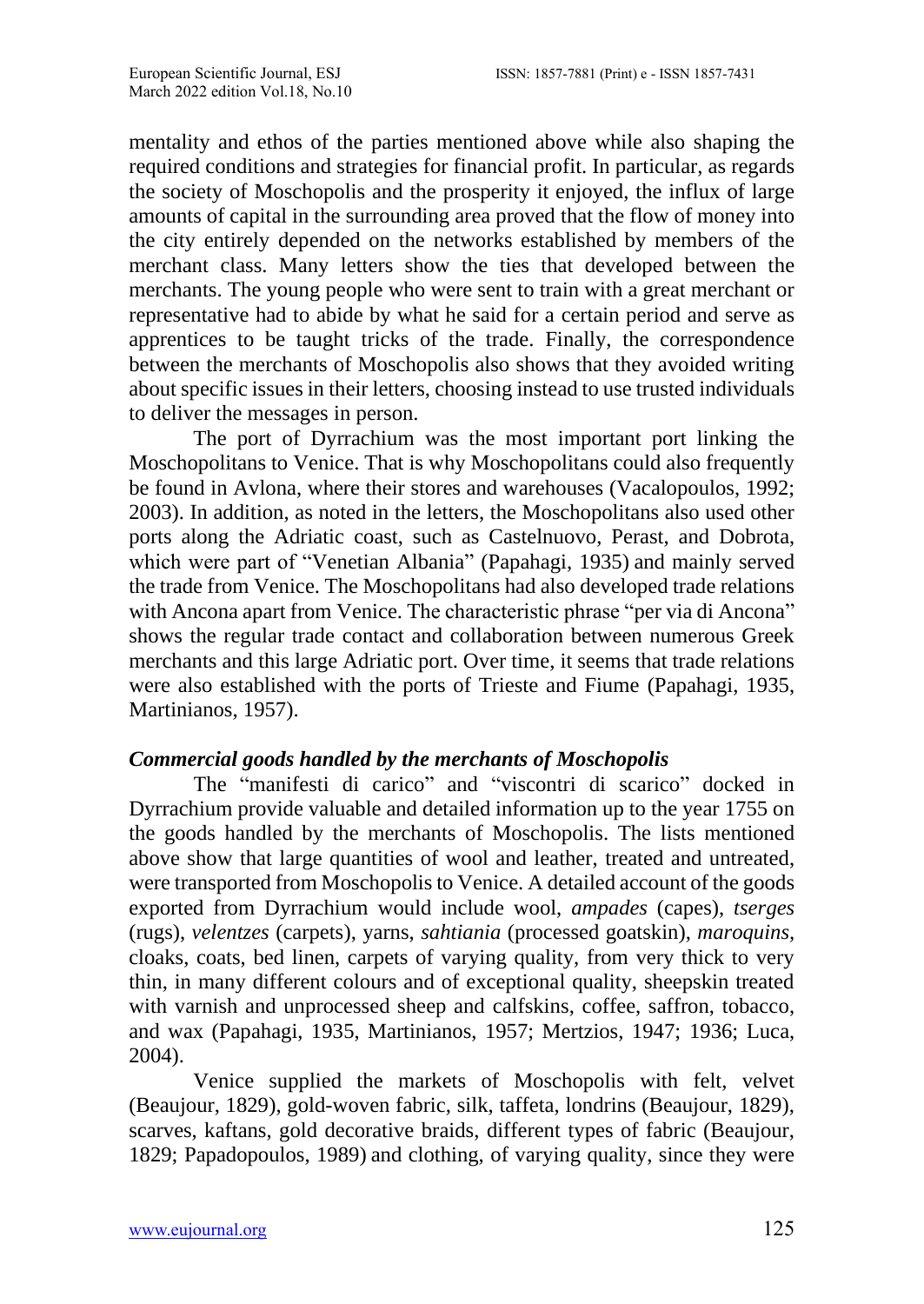mentality and ethos of the parties mentioned above while also shaping the required conditions and strategies for financial profit. In particular, as regards the society of Moschopolis and the prosperity it enjoyed, the influx of large amounts of capital in the surrounding area proved that the flow of money into the city entirely depended on the networks established by members of the merchant class. Many letters show the ties that developed between the merchants. The young people who were sent to train with a great merchant or representative had to abide by what he said for a certain period and serve as apprentices to be taught tricks of the trade. Finally, the correspondence between the merchants of Moschopolis also shows that they avoided writing about specific issues in their letters, choosing instead to use trusted individuals to deliver the messages in person.

The port of Dyrrachium was the most important port linking the Moschopolitans to Venice. That is why Moschopolitans could also frequently be found in Avlona, where their stores and warehouses (Vacalopoulos, 1992; 2003). In addition, as noted in the letters, the Moschopolitans also used other ports along the Adriatic coast, such as Castelnuovo, Perast, and Dobrota, which were part of "Venetian Albania" (Papahagi, 1935) and mainly served the trade from Venice. The Moschopolitans had also developed trade relations with Ancona apart from Venice. The characteristic phrase "per via di Ancona" shows the regular trade contact and collaboration between numerous Greek merchants and this large Adriatic port. Over time, it seems that trade relations were also established with the ports of Trieste and Fiume (Papahagi, 1935, Martinianos, 1957).

### ***Commercial goods handled by the merchants of Moschopolis***

The "manifesti di carico" and "viscontri di scarico" docked in Dyrrachium provide valuable and detailed information up to the year 1755 on the goods handled by the merchants of Moschopolis. The lists mentioned above show that large quantities of wool and leather, treated and untreated, were transported from Moschopolis to Venice. A detailed account of the goods exported from Dyrrachium would include wool, *ampades* (capes), *tserges* (rugs), *velentzes* (carpets), yarns, *sahtiania* (processed goatskin), *maroquins*, cloaks, coats, bed linen, carpets of varying quality, from very thick to very thin, in many different colours and of exceptional quality, sheepskin treated with varnish and unprocessed sheep and calfskins, coffee, saffron, tobacco, and wax (Papahagi, 1935, Martinianos, 1957; Mertzios, 1947; 1936; Luca, 2004).

Venice supplied the markets of Moschopolis with felt, velvet (Beaujour, 1829), gold-woven fabric, silk, taffeta, londrins (Beaujour, 1829), scarves, kaftans, gold decorative braids, different types of fabric (Beaujour, 1829; Papadopoulos, 1989) and clothing, of varying quality, since they were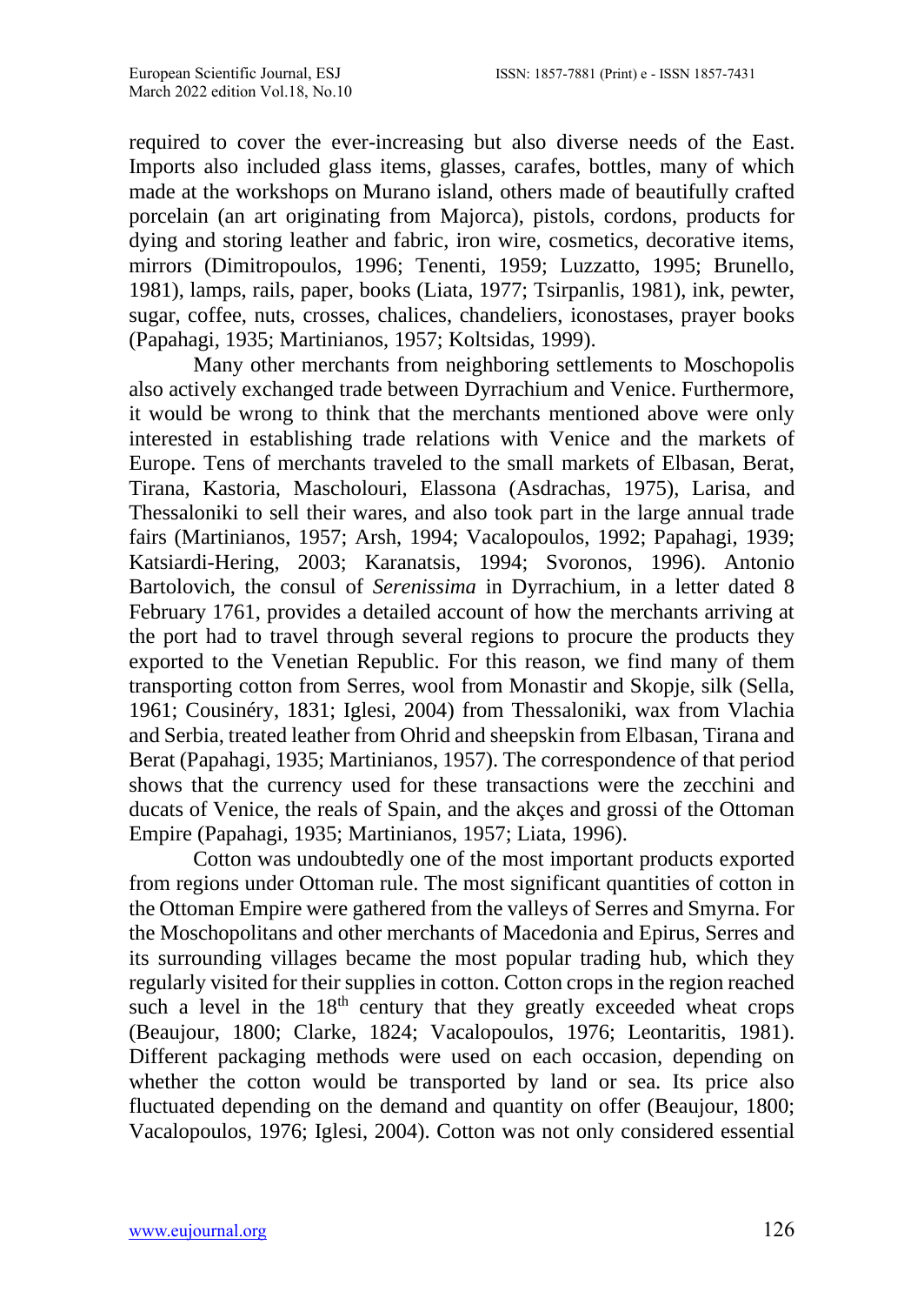required to cover the ever-increasing but also diverse needs of the East. Imports also included glass items, glasses, carafes, bottles, many of which made at the workshops on Murano island, others made of beautifully crafted porcelain (an art originating from Majorca), pistols, cordons, products for dying and storing leather and fabric, iron wire, cosmetics, decorative items, mirrors (Dimitropoulos, 1996; Tenenti, 1959; Luzzatto, 1995; Brunello, 1981), lamps, rails, paper, books (Liata, 1977; Tsirpanlis, 1981), ink, pewter, sugar, coffee, nuts, crosses, chalices, chandeliers, iconostases, prayer books (Papahagi, 1935; Martinianos, 1957; Koltsidas, 1999).

Many other merchants from neighboring settlements to Moschopolis also actively exchanged trade between Dyrrachium and Venice. Furthermore, it would be wrong to think that the merchants mentioned above were only interested in establishing trade relations with Venice and the markets of Europe. Tens of merchants traveled to the small markets of Elbasan, Berat, Tirana, Kastoria, Mascholouri, Elassona (Asdrachas, 1975), Larisa, and Thessaloniki to sell their wares, and also took part in the large annual trade fairs (Martinianos, 1957; Arsh, 1994; Vacalopoulos, 1992; Papahagi, 1939; Katsiardi-Hering, 2003; Karanatsis, 1994; Svoronos, 1996). Antonio Bartolovich, the consul of *Serenissima* in Dyrrachium, in a letter dated 8 February 1761, provides a detailed account of how the merchants arriving at the port had to travel through several regions to procure the products they exported to the Venetian Republic. For this reason, we find many of them transporting cotton from Serres, wool from Monastir and Skopje, silk (Sella, 1961; Cousinéry, 1831; Iglesi, 2004) from Thessaloniki, wax from Vlachia and Serbia, treated leather from Ohrid and sheepskin from Elbasan, Tirana and Berat (Papahagi, 1935; Martinianos, 1957). The correspondence of that period shows that the currency used for these transactions were the zecchini and ducats of Venice, the reals of Spain, and the akçes and grossi of the Ottoman Empire (Papahagi, 1935; Martinianos, 1957; Liata, 1996).

Cotton was undoubtedly one of the most important products exported from regions under Ottoman rule. The most significant quantities of cotton in the Ottoman Empire were gathered from the valleys of Serres and Smyrna. For the Moschopolitans and other merchants of Macedonia and Epirus, Serres and its surrounding villages became the most popular trading hub, which they regularly visited for their supplies in cotton. Cotton crops in the region reached such a level in the 18th century that they greatly exceeded wheat crops (Beaujour, 1800; Clarke, 1824; Vacalopoulos, 1976; Leontaritis, 1981). Different packaging methods were used on each occasion, depending on whether the cotton would be transported by land or sea. Its price also fluctuated depending on the demand and quantity on offer (Beaujour, 1800; Vacalopoulos, 1976; Iglesi, 2004). Cotton was not only considered essential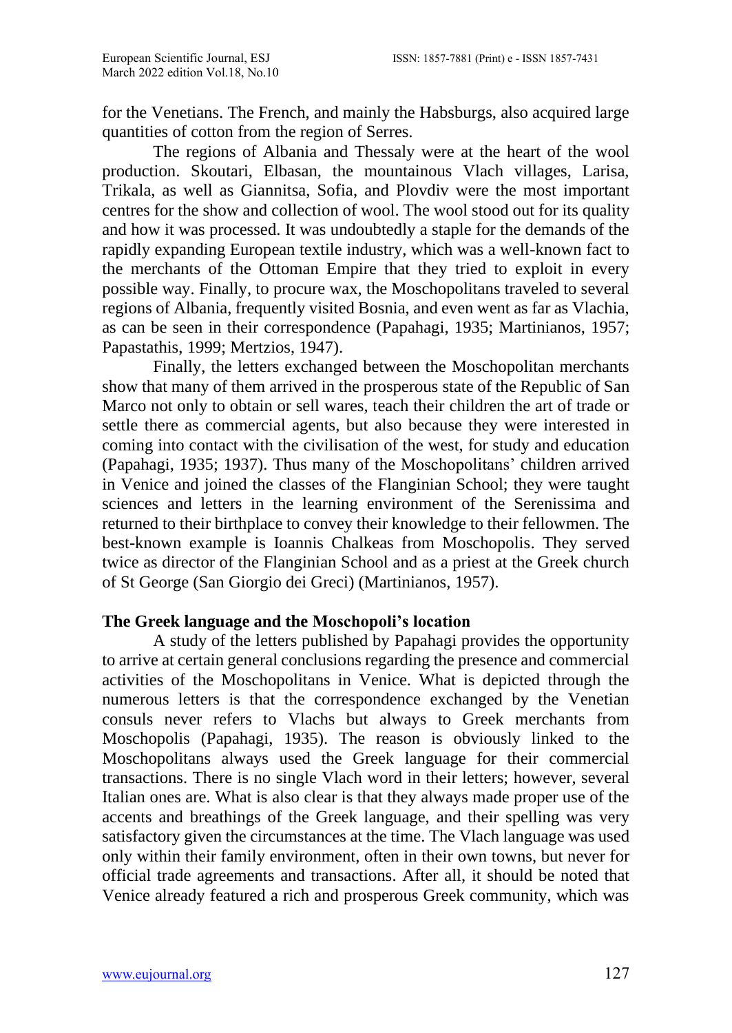for the Venetians. The French, and mainly the Habsburgs, also acquired large quantities of cotton from the region of Serres.

The regions of Albania and Thessaly were at the heart of the wool production. Skoutari, Elbasan, the mountainous Vlach villages, Larisa, Trikala, as well as Giannitsa, Sofia, and Plovdiv were the most important centres for the show and collection of wool. The wool stood out for its quality and how it was processed. It was undoubtedly a staple for the demands of the rapidly expanding European textile industry, which was a well-known fact to the merchants of the Ottoman Empire that they tried to exploit in every possible way. Finally, to procure wax, the Moschopolitans traveled to several regions of Albania, frequently visited Bosnia, and even went as far as Vlachia, as can be seen in their correspondence (Papahagi, 1935; Martinianos, 1957; Papastathis, 1999; Mertzios, 1947).

Finally, the letters exchanged between the Moschopolitan merchants show that many of them arrived in the prosperous state of the Republic of San Marco not only to obtain or sell wares, teach their children the art of trade or settle there as commercial agents, but also because they were interested in coming into contact with the civilisation of the west, for study and education (Papahagi, 1935; 1937). Thus many of the Moschopolitans' children arrived in Venice and joined the classes of the Flanginian School; they were taught sciences and letters in the learning environment of the Serenissima and returned to their birthplace to convey their knowledge to their fellowmen. The best-known example is Ioannis Chalkeas from Moschopolis. They served twice as director of the Flanginian School and as a priest at the Greek church of St George (San Giorgio dei Greci) (Martinianos, 1957).

## The Greek language and the Moschopoli's location

A study of the letters published by Papahagi provides the opportunity to arrive at certain general conclusions regarding the presence and commercial activities of the Moschopolitans in Venice. What is depicted through the numerous letters is that the correspondence exchanged by the Venetian consuls never refers to Vlachs but always to Greek merchants from Moschopolis (Papahagi, 1935). The reason is obviously linked to the Moschopolitans always used the Greek language for their commercial transactions. There is no single Vlach word in their letters; however, several Italian ones are. What is also clear is that they always made proper use of the accents and breathings of the Greek language, and their spelling was very satisfactory given the circumstances at the time. The Vlach language was used only within their family environment, often in their own towns, but never for official trade agreements and transactions. After all, it should be noted that Venice already featured a rich and prosperous Greek community, which was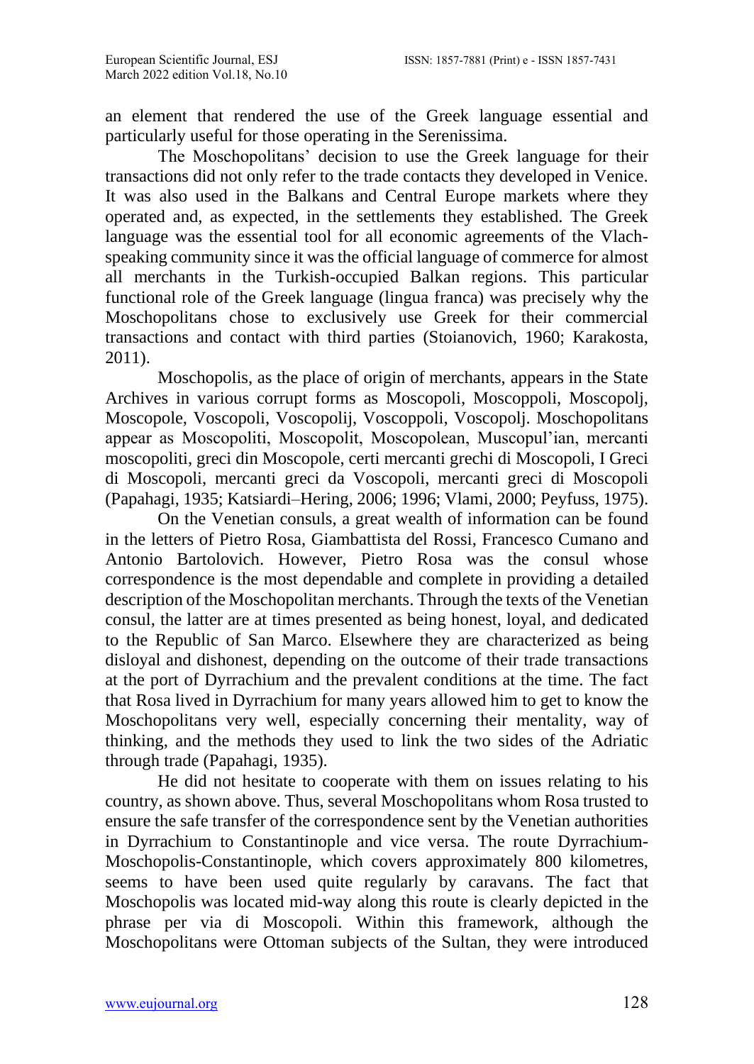an element that rendered the use of the Greek language essential and particularly useful for those operating in the Serenissima.

The Moschopolitans' decision to use the Greek language for their transactions did not only refer to the trade contacts they developed in Venice. It was also used in the Balkans and Central Europe markets where they operated and, as expected, in the settlements they established. The Greek language was the essential tool for all economic agreements of the Vlach-speaking community since it was the official language of commerce for almost all merchants in the Turkish-occupied Balkan regions. This particular functional role of the Greek language (lingua franca) was precisely why the Moschopolitans chose to exclusively use Greek for their commercial transactions and contact with third parties (Stoianovich, 1960; Karakosta, 2011).

Moschopolis, as the place of origin of merchants, appears in the State Archives in various corrupt forms as Moscopoli, Moscoppoli, Moscopolj, Moscopole, Voscopoli, Voscopolij, Voscoppoli, Voscopolj. Moschopolitans appear as Moscopoliti, Moscopolit, Moscopolean, Muscopul'ian, mercanti moscopoliti, greci din Moscopole, certi mercanti grechi di Moscopoli, I Greci di Moscopoli, mercanti greci da Voscopoli, mercanti greci di Moscopoli (Papahagi, 1935; Katsiardi–Hering, 2006; 1996; Vlami, 2000; Peyfuss, 1975).

On the Venetian consuls, a great wealth of information can be found in the letters of Pietro Rosa, Giambattista del Rossi, Francesco Cumano and Antonio Bartolovich. However, Pietro Rosa was the consul whose correspondence is the most dependable and complete in providing a detailed description of the Moschopolitan merchants. Through the texts of the Venetian consul, the latter are at times presented as being honest, loyal, and dedicated to the Republic of San Marco. Elsewhere they are characterized as being disloyal and dishonest, depending on the outcome of their trade transactions at the port of Dyrrachium and the prevalent conditions at the time. The fact that Rosa lived in Dyrrachium for many years allowed him to get to know the Moschopolitans very well, especially concerning their mentality, way of thinking, and the methods they used to link the two sides of the Adriatic through trade (Papahagi, 1935).

He did not hesitate to cooperate with them on issues relating to his country, as shown above. Thus, several Moschopolitans whom Rosa trusted to ensure the safe transfer of the correspondence sent by the Venetian authorities in Dyrrachium to Constantinople and vice versa. The route Dyrrachium-Moschopolis-Constantinople, which covers approximately 800 kilometres, seems to have been used quite regularly by caravans. The fact that Moschopolis was located mid-way along this route is clearly depicted in the phrase per via di Moscopoli. Within this framework, although the Moschopolitans were Ottoman subjects of the Sultan, they were introduced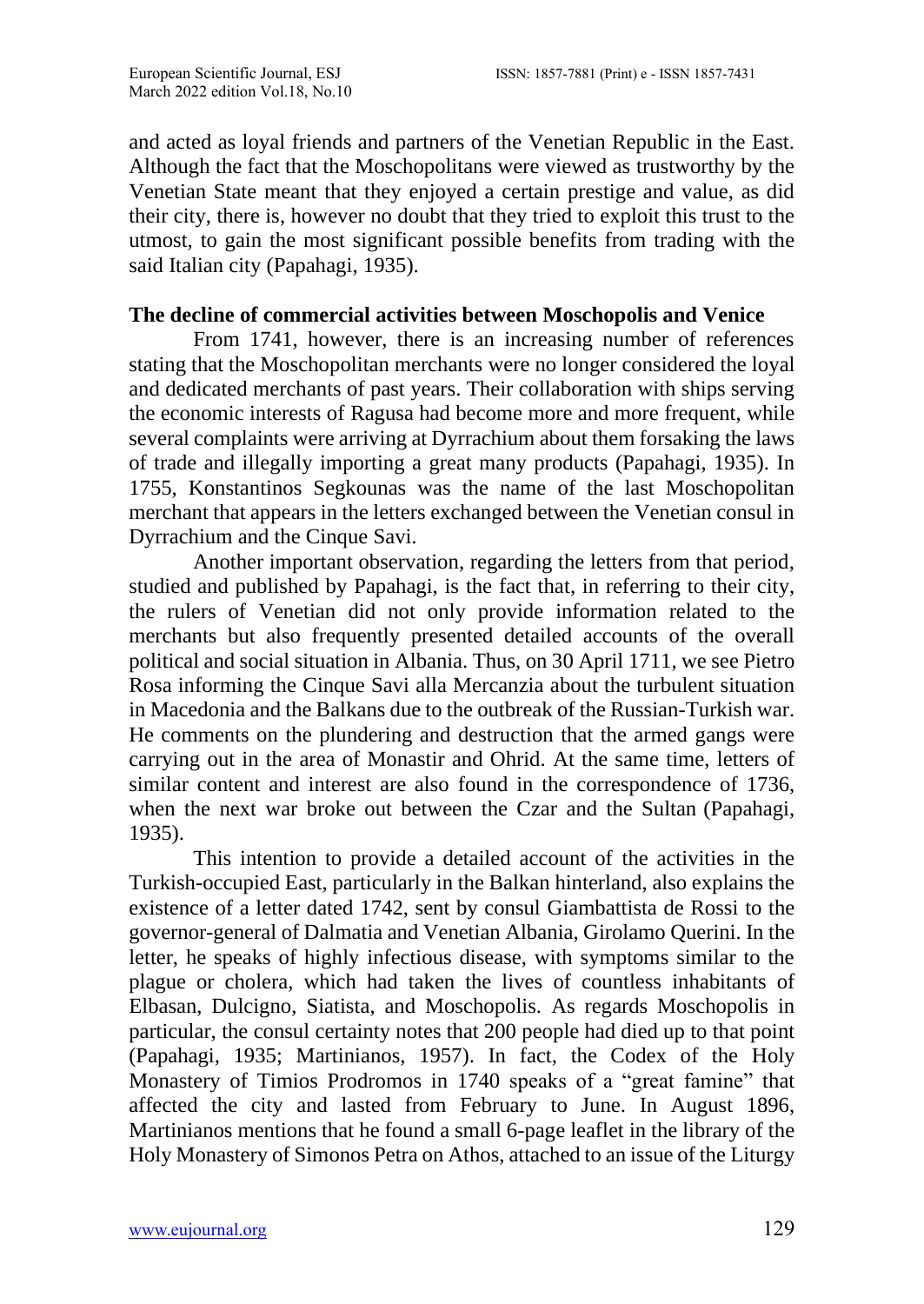and acted as loyal friends and partners of the Venetian Republic in the East. Although the fact that the Moschopolitans were viewed as trustworthy by the Venetian State meant that they enjoyed a certain prestige and value, as did their city, there is, however no doubt that they tried to exploit this trust to the utmost, to gain the most significant possible benefits from trading with the said Italian city (Papahagi, 1935).

**The decline of commercial activities between Moschopolis and Venice**

From 1741, however, there is an increasing number of references stating that the Moschopolitan merchants were no longer considered the loyal and dedicated merchants of past years. Their collaboration with ships serving the economic interests of Ragusa had become more and more frequent, while several complaints were arriving at Dyrrachium about them forsaking the laws of trade and illegally importing a great many products (Papahagi, 1935). In 1755, Konstantinos Segkounas was the name of the last Moschopolitan merchant that appears in the letters exchanged between the Venetian consul in Dyrrachium and the Cinque Savi.

Another important observation, regarding the letters from that period, studied and published by Papahagi, is the fact that, in referring to their city, the rulers of Venetian did not only provide information related to the merchants but also frequently presented detailed accounts of the overall political and social situation in Albania. Thus, on 30 April 1711, we see Pietro Rosa informing the Cinque Savi alla Mercanzia about the turbulent situation in Macedonia and the Balkans due to the outbreak of the Russian-Turkish war. He comments on the plundering and destruction that the armed gangs were carrying out in the area of Monastir and Ohrid. At the same time, letters of similar content and interest are also found in the correspondence of 1736, when the next war broke out between the Czar and the Sultan (Papahagi, 1935).

This intention to provide a detailed account of the activities in the Turkish-occupied East, particularly in the Balkan hinterland, also explains the existence of a letter dated 1742, sent by consul Giambattista de Rossi to the governor-general of Dalmatia and Venetian Albania, Girolamo Querini. In the letter, he speaks of highly infectious disease, with symptoms similar to the plague or cholera, which had taken the lives of countless inhabitants of Elbasan, Dulcigno, Siatista, and Moschopolis. As regards Moschopolis in particular, the consul certainty notes that 200 people had died up to that point (Papahagi, 1935; Martinianos, 1957). In fact, the Codex of the Holy Monastery of Timios Prodromos in 1740 speaks of a "great famine" that affected the city and lasted from February to June. In August 1896, Martinianos mentions that he found a small 6-page leaflet in the library of the Holy Monastery of Simonos Petra on Athos, attached to an issue of the Liturgy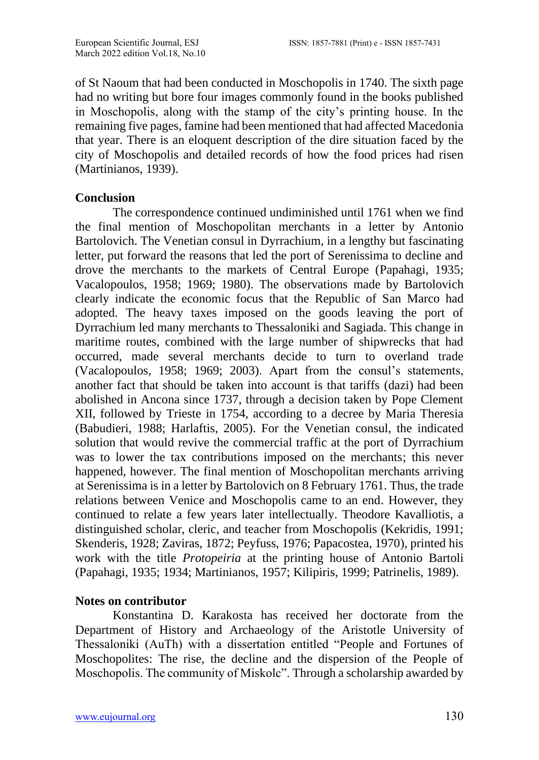of St Naoum that had been conducted in Moschopolis in 1740. The sixth page had no writing but bore four images commonly found in the books published in Moschopolis, along with the stamp of the city's printing house. In the remaining five pages, famine had been mentioned that had affected Macedonia that year. There is an eloquent description of the dire situation faced by the city of Moschopolis and detailed records of how the food prices had risen (Martinianos, 1939).

## Conclusion

The correspondence continued undiminished until 1761 when we find the final mention of Moschopolitan merchants in a letter by Antonio Bartolovich. The Venetian consul in Dyrrachium, in a lengthy but fascinating letter, put forward the reasons that led the port of Serenissima to decline and drove the merchants to the markets of Central Europe (Papahagi, 1935; Vacalopoulos, 1958; 1969; 1980). The observations made by Bartolovich clearly indicate the economic focus that the Republic of San Marco had adopted. The heavy taxes imposed on the goods leaving the port of Dyrrachium led many merchants to Thessaloniki and Sagiada. This change in maritime routes, combined with the large number of shipwrecks that had occurred, made several merchants decide to turn to overland trade (Vacalopoulos, 1958; 1969; 2003). Apart from the consul's statements, another fact that should be taken into account is that tariffs (dazi) had been abolished in Ancona since 1737, through a decision taken by Pope Clement XII, followed by Trieste in 1754, according to a decree by Maria Theresia (Babudieri, 1988; Harlaftis, 2005). For the Venetian consul, the indicated solution that would revive the commercial traffic at the port of Dyrrachium was to lower the tax contributions imposed on the merchants; this never happened, however. The final mention of Moschopolitan merchants arriving at Serenissima is in a letter by Bartolovich on 8 February 1761. Thus, the trade relations between Venice and Moschopolis came to an end. However, they continued to relate a few years later intellectually. Theodore Kavalliotis, a distinguished scholar, cleric, and teacher from Moschopolis (Kekridis, 1991; Skenderis, 1928; Zaviras, 1872; Peyfuss, 1976; Papacostea, 1970), printed his work with the title *Protopeiria* at the printing house of Antonio Bartoli (Papahagi, 1935; 1934; Martinianos, 1957; Kilipiris, 1999; Patrinelis, 1989).

## Notes on contributor

Konstantina D. Karakosta has received her doctorate from the Department of History and Archaeology of the Aristotle University of Thessaloniki (AuTh) with a dissertation entitled "People and Fortunes of Moschopolites: The rise, the decline and the dispersion of the People of Moschopolis. The community of Miskolc". Through a scholarship awarded by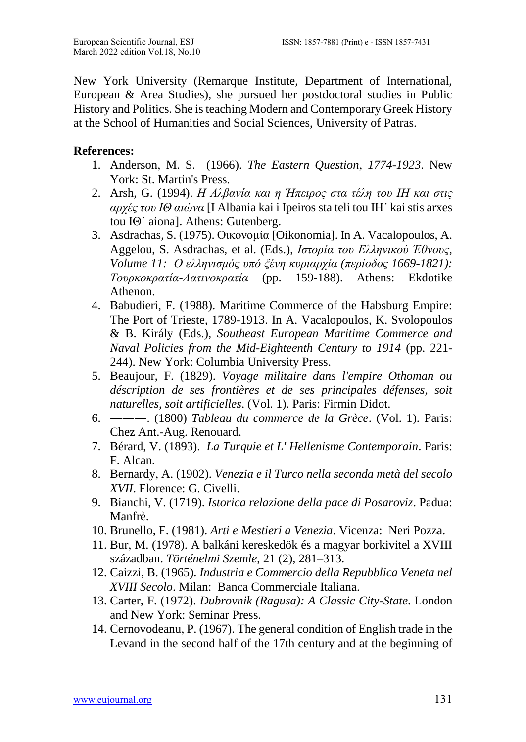New York University (Remarque Institute, Department of International, European & Area Studies), she pursued her postdoctoral studies in Public History and Politics. She is teaching Modern and Contemporary Greek History at the School of Humanities and Social Sciences, University of Patras.

**References:**

1. Anderson, M. S. (1966). *The Eastern Question, 1774-1923*. New York: St. Martin's Press.
2. Arsh, G. (1994). *Η Αλβανία και η Ήπειρος στα τέλη του ΙΗ και στις αρχές του ΙΘ αιώνα* [I Albania kai i Ipeiros sta teli tou IH΄ kai stis arxes tou IΘ΄ aiona]. Athens: Gutenberg.
3. Asdrachas, S. (1975). Οικονομία [Oikonomia]. In A. Vacalopoulos, A. Aggelou, S. Asdrachas, et al. (Eds.), *Ιστορία του Ελληνικού Έθνους, Volume 11: Ο ελληνισμός υπό ξένη κυριαρχία (περίοδος 1669-1821): Τουρκοκρατία-Λατινοκρατία* (pp. 159-188). Athens: Ekdotike Athenon.
4. Babudieri, F. (1988). Maritime Commerce of the Habsburg Empire: The Port of Trieste, 1789-1913. In A. Vacalopoulos, K. Svolopoulos & B. Király (Eds.), *Southeast European Maritime Commerce and Naval Policies from the Mid-Eighteenth Century to 1914* (pp. 221-244). New York: Columbia University Press.
5. Beaujour, F. (1829). *Voyage militaire dans l'empire Othoman ou déscription de ses frontières et de ses principales défenses, soit naturelles, soit artificielles*. (Vol. 1). Paris: Firmin Didot.
6. ———. (1800) *Tableau du commerce de la Grèce*. (Vol. 1). Paris: Chez Ant.-Aug. Renouard.
7. Bérard, V. (1893). *La Turquie et L' Hellenisme Contemporain*. Paris: F. Alcan.
8. Bernardy, A. (1902). *Venezia e il Turco nella seconda metà del secolo XVII*. Florence: G. Civelli.
9. Bianchi, V. (1719). *Istorica relazione della pace di Posaroviz*. Padua: Manfrè.
10. Brunello, F. (1981). *Arti e Mestieri a Venezia*. Vicenza: Neri Pozza.
11. Bur, M. (1978). A balkáni kereskedök és a magyar borkivitel a XVIII században. *Történelmi Szemle*, 21 (2), 281–313.
12. Caizzi, B. (1965). *Industria e Commercio della Repubblica Veneta nel XVIII Secolo*. Milan: Banca Commerciale Italiana.
13. Carter, F. (1972). *Dubrovnik (Ragusa): A Classic City-State*. London and New York: Seminar Press.
14. Cernovodeanu, P. (1967). The general condition of English trade in the Levand in the second half of the 17th century and at the beginning of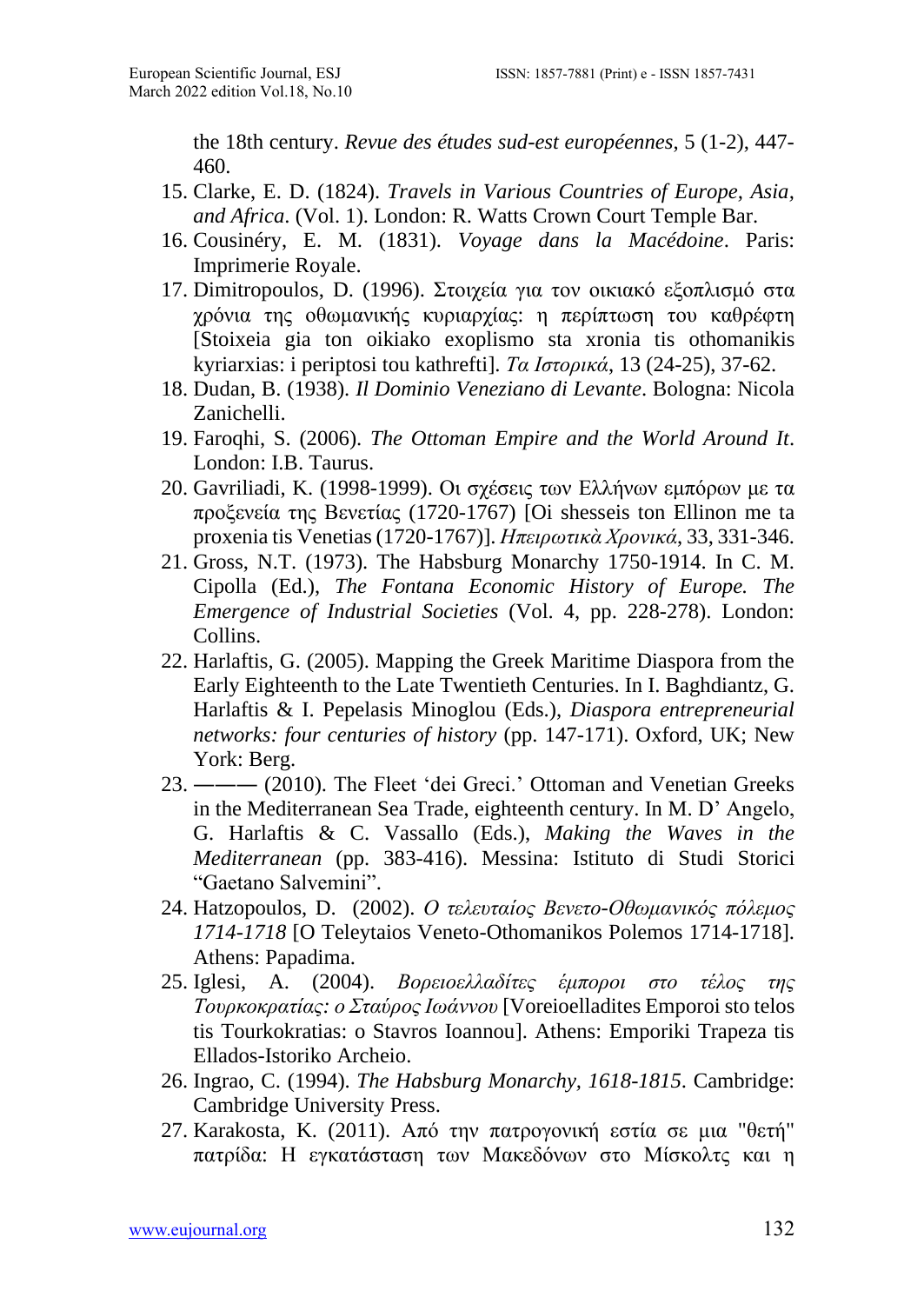the 18th century. *Revue des études sud-est européennes*, 5 (1-2), 447-460.

15. Clarke, E. D. (1824). *Travels in Various Countries of Europe, Asia, and Africa*. (Vol. 1). London: R. Watts Crown Court Temple Bar.
16. Cousinéry, E. M. (1831). *Voyage dans la Macédoine*. Paris: Imprimerie Royale.
17. Dimitropoulos, D. (1996). Στοιχεία για τον οικιακό εξοπλισμό στα χρόνια της οθωμανικής κυριαρχίας: η περίπτωση του καθρέφτη [Stoixeia gia ton oikiako exoplismo sta xronia tis othomanikis kyriarxias: i periptosi tou kathrefti]. *Τα Ιστορικά*, 13 (24-25), 37-62.
18. Dudan, B. (1938). *Il Dominio Veneziano di Levante*. Bologna: Nicola Zanichelli.
19. Faroqhi, S. (2006). *The Ottoman Empire and the World Around It*. London: I.B. Taurus.
20. Gavriliadi, K. (1998-1999). Οι σχέσεις των Ελλήνων εμπόρων με τα προξενεία της Βενετίας (1720-1767) [Oi shesseis ton Ellinon me ta proxenia tis Venetias (1720-1767)]. *Ηπειρωτικὰ Χρονικά*, 33, 331-346.
21. Gross, N.T. (1973). The Habsburg Monarchy 1750-1914. In C. M. Cipolla (Ed.), *The Fontana Economic History of Europe. The Emergence of Industrial Societies* (Vol. 4, pp. 228-278). London: Collins.
22. Harlaftis, G. (2005). Mapping the Greek Maritime Diaspora from the Early Eighteenth to the Late Twentieth Centuries. In I. Baghdiantz, G. Harlaftis & I. Pepelasis Minoglou (Eds.), *Diaspora entrepreneurial networks: four centuries of history* (pp. 147-171). Oxford, UK; New York: Berg.
23. ——— (2010). The Fleet 'dei Greci.' Ottoman and Venetian Greeks in the Mediterranean Sea Trade, eighteenth century. In M. D' Angelo, G. Harlaftis & C. Vassallo (Eds.), *Making the Waves in the Mediterranean* (pp. 383-416). Messina: Istituto di Studi Storici "Gaetano Salvemini".
24. Hatzopoulos, D. (2002). *Ο τελευταίος Βενετο-Οθωμανικός πόλεμος 1714-1718* [O Teleytaios Veneto-Othomanikos Polemos 1714-1718]. Athens: Papadima.
25. Iglesi, A. (2004). *Βορειοελλαδίτες έμποροι στο τέλος της Τουρκοκρατίας: ο Σταύρος Ιωάννου* [Voreioelladites Emporoi sto telos tis Tourkokratias: o Stavros Ioannou]. Athens: Emporiki Trapeza tis Ellados-Istoriko Archeio.
26. Ingrao, C. (1994). *The Habsburg Monarchy, 1618-1815*. Cambridge: Cambridge University Press.
27. Karakosta, K. (2011). Από την πατρογονική εστία σε μια "θετή" πατρίδα: Η εγκατάσταση των Μακεδόνων στο Μίσκολτς και η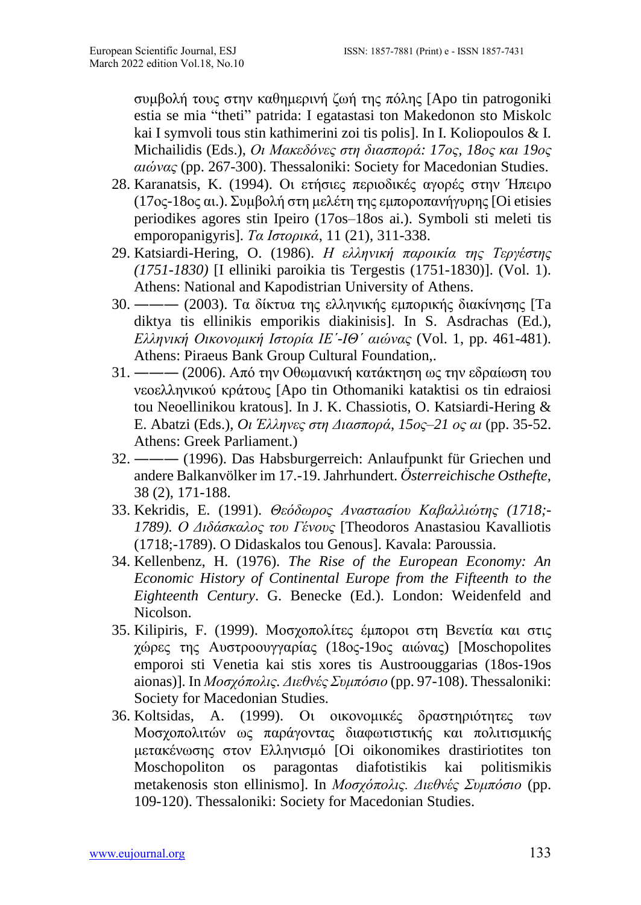συμβολή τους στην καθημερινή ζωή της πόλης [Apo tin patrogoniki estia se mia "theti" patrida: I egatastasi ton Makedonon sto Miskolc kai I symvoli tous stin kathimerini zoi tis polis]. In I. Koliopoulos & I. Michailidis (Eds.), *Οι Μακεδόνες στη διασπορά: 17ος, 18ος και 19ος αιώνας* (pp. 267-300). Thessaloniki: Society for Macedonian Studies.

28. Karanatsis, K. (1994). Οι ετήσιες περιοδικές αγορές στην Ήπειρο (17ος-18ος αι.). Συμβολή στη μελέτη της εμποροπανήγυρης [Oi etisies periodikes agores stin Ipeiro (17os–18os ai.). Symboli sti meleti tis emporopanigyris]. *Τα Ιστορικά*, 11 (21), 311-338.
29. Katsiardi-Hering, O. (1986). *Η ελληνική παροικία της Τεργέστης (1751-1830)* [I elliniki paroikia tis Tergestis (1751-1830)]. (Vol. 1). Athens: National and Kapodistrian University of Athens.
30. ——— (2003). Τα δίκτυα της ελληνικής εμπορικής διακίνησης [Ta diktya tis ellinikis emporikis diakinisis]. In S. Asdrachas (Ed.), *Ελληνική Οικονομική Ιστορία ΙΕ΄-ΙΘ΄ αιώνας* (Vol. 1, pp. 461-481). Athens: Piraeus Bank Group Cultural Foundation,.
31. ——— (2006). Από την Οθωμανική κατάκτηση ως την εδραίωση του νεοελληνικού κράτους [Apo tin Othomaniki kataktisi os tin edraiosi tou Neoellinikou kratous]. In J. K. Chassiotis, O. Katsiardi-Hering & E. Abatzi (Eds.), *Οι Έλληνες στη Διασπορά, 15ος–21 ος αι* (pp. 35-52. Athens: Greek Parliament.)
32. ——— (1996). Das Habsburgerreich: Anlaufpunkt für Griechen und andere Balkanvölker im 17.-19. Jahrhundert. *Österreichische Osthefte*, 38 (2), 171-188.
33. Kekridis, E. (1991). *Θεόδωρος Αναστασίου Καβαλλιώτης (1718;-1789). Ο Διδάσκαλος του Γένους* [Theodoros Anastasiou Kavalliotis (1718;-1789). O Didaskalos tou Genous]. Kavala: Paroussia.
34. Kellenbenz, H. (1976). *The Rise of the European Economy: An Economic History of Continental Europe from the Fifteenth to the Eighteenth Century*. G. Benecke (Ed.). London: Weidenfeld and Nicolson.
35. Kilipiris, F. (1999). Μοσχοπολίτες έμποροι στη Βενετία και στις χώρες της Αυστροουγγαρίας (18ος-19ος αιώνας) [Moschopolites emporoi sti Venetia kai stis xores tis Austroouggarias (18os-19os aionas)]. In *Μοσχόπολις. Διεθνές Συμπόσιο* (pp. 97-108). Thessaloniki: Society for Macedonian Studies.
36. Koltsidas, A. (1999). Οι οικονομικές δραστηριότητες των Μοσχοπολιτών ως παράγοντας διαφωτιστικής και πολιτισμικής μετακένωσης στον Ελληνισμό [Oi oikonomikes drastiriotites ton Moschopoliton os paragontas diafotistikis kai politismikis metakenosis ston ellinismo]. In *Μοσχόπολις. Διεθνές Συμπόσιο* (pp. 109-120). Thessaloniki: Society for Macedonian Studies.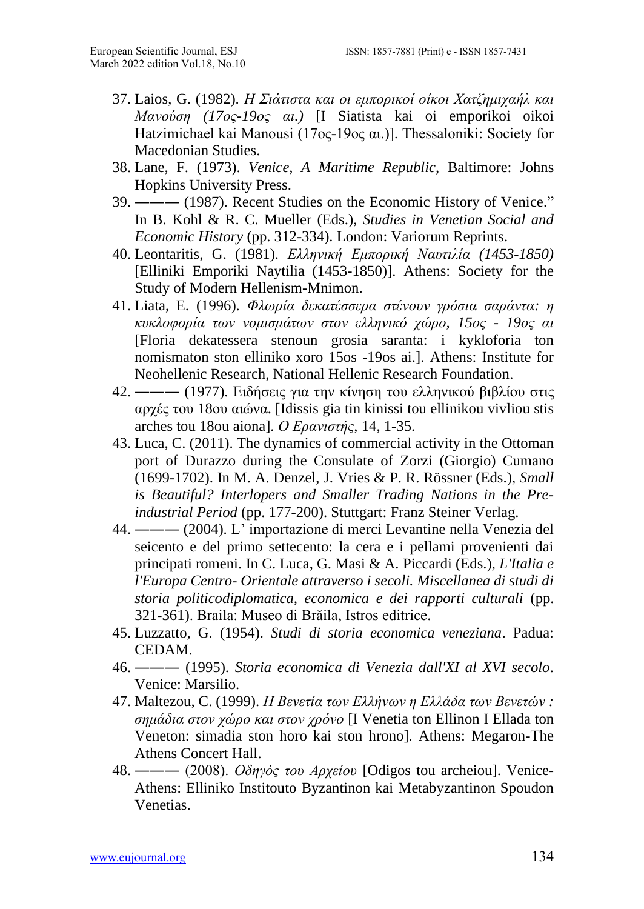37. Laios, G. (1982). *Η Σιάτιστα και οι εμπορικοί οίκοι Χατζημιχαήλ και Μανούση (17ος-19ος αι.)* [I Siatista kai oi emporikoi oikoi Hatzimichael kai Manousi (17ος-19ος αι.)]. Thessaloniki: Society for Macedonian Studies.
38. Lane, F. (1973). *Venice, A Maritime Republic*, Baltimore: Johns Hopkins University Press.
39. ——— (1987). Recent Studies on the Economic History of Venice." In B. Kohl & R. C. Mueller (Eds.), *Studies in Venetian Social and Economic History* (pp. 312-334). London: Variorum Reprints.
40. Leontaritis, G. (1981). *Ελληνική Εμπορική Ναυτιλία (1453-1850)* [Elliniki Emporiki Naytilia (1453-1850)]. Athens: Society for the Study of Modern Hellenism-Mnimon.
41. Liata, E. (1996). *Φλωρία δεκατέσσερα στένουν γρόσια σαράντα: η κυκλοφορία των νομισμάτων στον ελληνικό χώρο, 15ος - 19ος αι* [Floria dekatessera stenoun grosia saranta: i kykloforia ton nomismaton ston elliniko xoro 15os -19os ai.]. Athens: Institute for Neohellenic Research, National Hellenic Research Foundation.
42. ——— (1977). Ειδήσεις για την κίνηση του ελληνικού βιβλίου στις αρχές του 18ου αιώνα. [Idissis gia tin kinissi tou ellinikou vivliou stis arches tou 18ou aiona]. *Ο Ερανιστής*, 14, 1-35.
43. Luca, C. (2011). The dynamics of commercial activity in the Ottoman port of Durazzo during the Consulate of Zorzi (Giorgio) Cumano (1699-1702). In M. A. Denzel, J. Vries & P. R. Rössner (Eds.), *Small is Beautiful? Interlopers and Smaller Trading Nations in the Pre-industrial Period* (pp. 177-200). Stuttgart: Franz Steiner Verlag.
44. ——— (2004). L' importazione di merci Levantine nella Venezia del seicento e del primo settecento: la cera e i pellami provenienti dai principati romeni. In C. Luca, G. Masi & A. Piccardi (Eds.), *L'Italia e l'Europa Centro- Orientale attraverso i secoli. Miscellanea di studi di storia politicodiplomatica, economica e dei rapporti culturali* (pp. 321-361). Braila: Museo di Brăila, Istros editrice.
45. Luzzatto, G. (1954). *Studi di storia economica veneziana*. Padua: CEDAM.
46. ——— (1995). *Storia economica di Venezia dall'XI al XVI secolo*. Venice: Marsilio.
47. Maltezou, C. (1999). *Η Βενετία των Ελλήνων η Ελλάδα των Βενετών : σημάδια στον χώρο και στον χρόνο* [I Venetia ton Ellinon I Ellada ton Veneton: simadia ston horo kai ston hrono]. Athens: Megaron-The Athens Concert Hall.
48. ——— (2008). *Οδηγός του Αρχείου* [Odigos tou archeiou]. Venice-Athens: Elliniko Institouto Byzantinon kai Metabyzantinon Spoudon Venetias.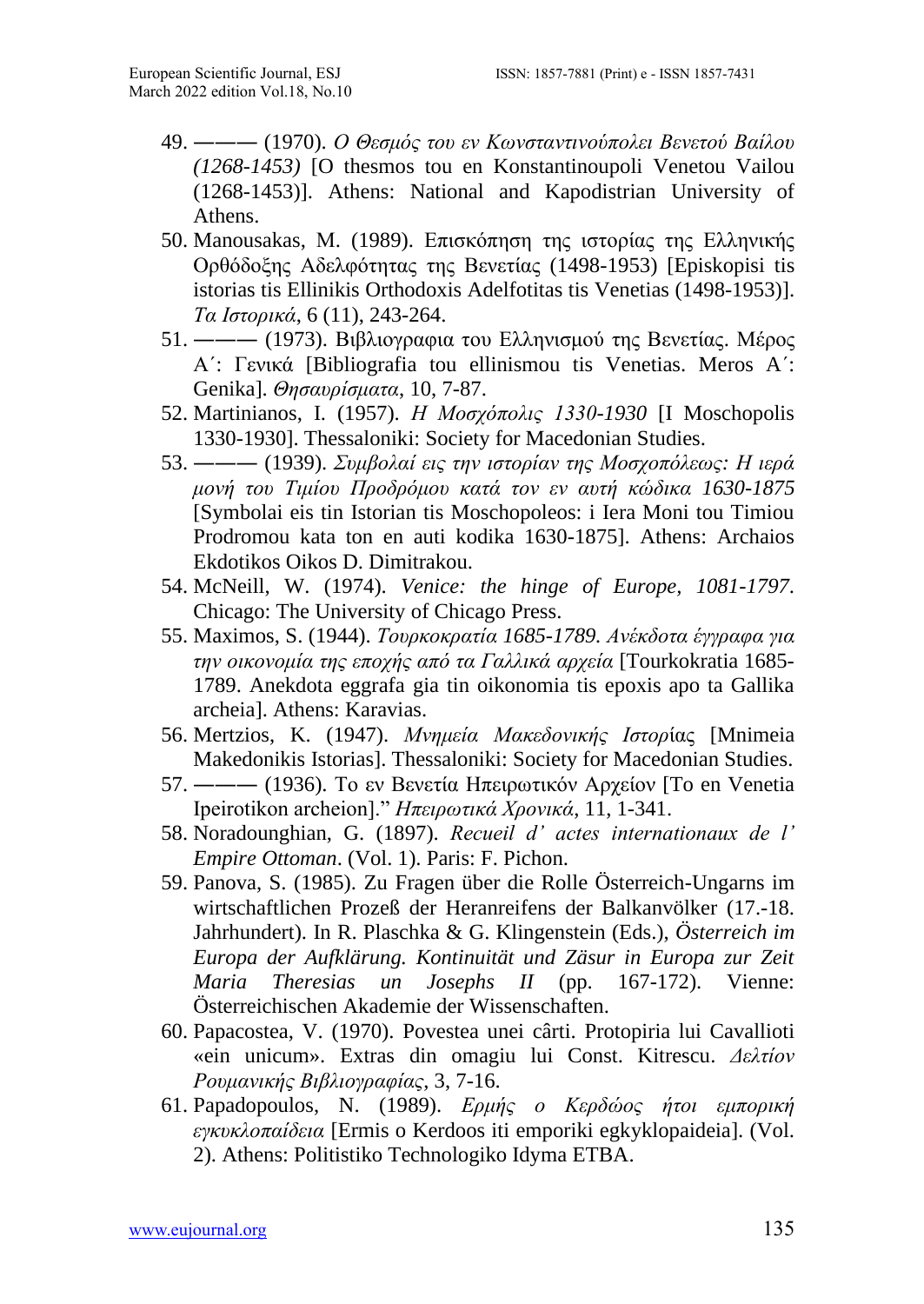49. ——— (1970). *Ο Θεσμός του εν Κωνσταντινούπολει Βενετού Βαίλου (1268-1453)* [O thesmos tou en Konstantinoupoli Venetou Vailou (1268-1453)]. Athens: National and Kapodistrian University of Athens.
50. Manousakas, M. (1989). Επισκόπηση της ιστορίας της Ελληνικής Ορθόδοξης Αδελφότητας της Βενετίας (1498-1953) [Episkopisi tis istorias tis Ellinikis Orthodoxis Adelfotitas tis Venetias (1498-1953)]. *Τα Ιστορικά*, 6 (11), 243-264.
51. ——— (1973). Βιβλιογραφια του Ελληνισμού της Βενετίας. Μέρος Α΄: Γενικά [Bibliografia tou ellinismou tis Venetias. Meros A΄: Genika]. *Θησαυρίσματα*, 10, 7-87.
52. Martinianos, I. (1957). *Η Μοσχόπολις 1330-1930* [I Moschopolis 1330-1930]. Thessaloniki: Society for Macedonian Studies.
53. ——— (1939). *Συμβολαί εις την ιστορίαν της Μοσχοπόλεως: Η ιερά μονή του Τιμίου Προδρόμου κατά τον εν αυτή κώδικα 1630-1875* [Symbolai eis tin Istorian tis Moschopoleos: i Iera Moni tou Timiou Prodromou kata ton en auti kodika 1630-1875]. Athens: Archaios Ekdotikos Oikos D. Dimitrakou.
54. McNeill, W. (1974). *Venice: the hinge of Europe, 1081-1797*. Chicago: The University of Chicago Press.
55. Maximos, S. (1944). *Τουρκοκρατία 1685-1789. Ανέκδοτα έγγραφα για την οικονομία της εποχής από τα Γαλλικά αρχεία* [Tourkokratia 1685-1789. Anekdota eggrafa gia tin oikonomia tis epoxis apo ta Gallika archeia]. Athens: Karavias.
56. Mertzios, K. (1947). *Μνημεία Μακεδονικής Ιστορίας* [Mnimeia Makedonikis Istorias]. Thessaloniki: Society for Macedonian Studies.
57. ——— (1936). Το εν Βενετία Ηπειρωτικόν Αρχείον [To en Venetia Ipeirotikon archeion]." *Ηπειρωτικά Χρονικά*, 11, 1-341.
58. Noradounghian, G. (1897). *Recueil d' actes internationaux de l' Empire Ottoman*. (Vol. 1). Paris: F. Pichon.
59. Panova, S. (1985). Zu Fragen über die Rolle Österreich-Ungarns im wirtschaftlichen Prozeß der Heranreifens der Balkanvölker (17.-18. Jahrhundert). In R. Plaschka & G. Klingenstein (Eds.), *Österreich im Europa der Aufklärung. Kontinuität und Zäsur in Europa zur Zeit Maria Theresias un Josephs II* (pp. 167-172). Vienne: Österreichischen Akademie der Wissenschaften.
60. Papacostea, V. (1970). Povestea unei cârti. Protopiria lui Cavallioti «ein unicum». Extras din omagiu lui Const. Kitrescu. *Δελτίον Ρουμανικής Βιβλιογραφίας*, 3, 7-16.
61. Papadopoulos, N. (1989). *Ερμής ο Κερδώος ήτοι εμπορική εγκυκλοπαίδεια* [Ermis o Kerdoos iti emporiki egkyklopaideia]. (Vol. 2). Athens: Politistiko Technologiko Idyma ETBA.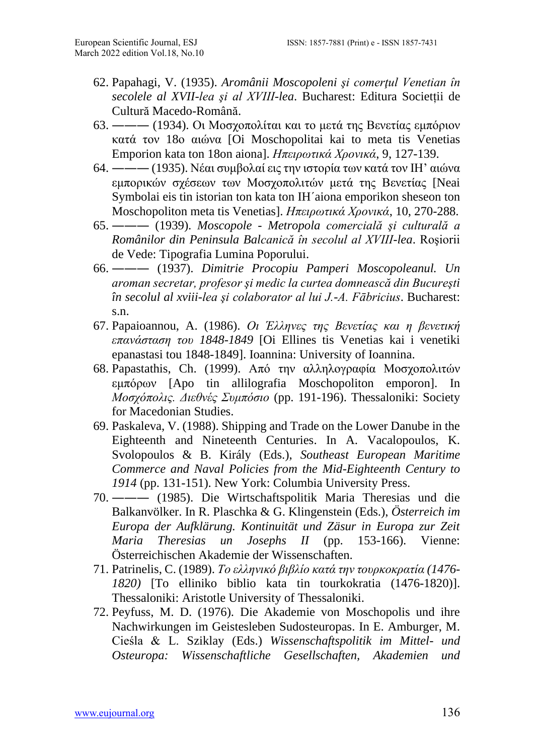62. Papahagi, V. (1935). *Aromânii Moscopoleni şi comerţul Venetian în secolele al XVII-lea şi al XVIII-lea*. Bucharest: Editura Societţii de Cultură Macedo-Română.
63. ——— (1934). Οι Μοσχοπολίται και το μετά της Βενετίας εμπόριον κατά τον 18ο αιώνα [Oi Moschopolitai kai to meta tis Venetias Emporion kata ton 18on aiona]. *Ηπειρωτικά Χρονικά*, 9, 127-139.
64. ——— (1935). Νέαι συμβολαί εις την ιστορία των κατά τον ΙΗ' αιώνα εμπορικών σχέσεων των Μοσχοπολιτών μετά της Βενετίας [Neai Symbolai eis tin istorian ton kata ton IH΄aiona emporikon sheseon ton Moschopoliton meta tis Venetias]. *Ηπειρωτικά Χρονικά*, 10, 270-288.
65. ——— (1939). *Moscopole - Metropola comercială şi culturală a Românilor din Peninsula Balcanică în secolul al XVIII-lea*. Roşiorii de Vede: Tipografia Lumina Poporului.
66. ——— (1937). *Dimitrie Procopiu Pamperi Moscopoleanul. Un aroman secretar, profesor şi medic la curtea domnească din Bucureşti în secolul al xviii-lea şi colaborator al lui J.-A. Fābricius*. Bucharest: s.n.
67. Papaioannou, A. (1986). *Οι Έλληνες της Βενετίας και η βενετική επανάσταση του 1848-1849* [Oi Ellines tis Venetias kai i venetiki epanastasi tou 1848-1849]. Ioannina: University of Ioannina.
68. Papastathis, Ch. (1999). Από την αλληλογραφία Μοσχοπολιτών εμπόρων [Apo tin allilografia Moschopoliton emporon]. In *Μοσχόπολις. Διεθνές Συμπόσιο* (pp. 191-196). Thessaloniki: Society for Macedonian Studies.
69. Paskaleva, V. (1988). Shipping and Trade on the Lower Danube in the Eighteenth and Nineteenth Centuries. In A. Vacalopoulos, K. Svolopoulos & B. Király (Eds.), *Southeast European Maritime Commerce and Naval Policies from the Mid-Eighteenth Century to 1914* (pp. 131-151). New York: Columbia University Press.
70. ——— (1985). Die Wirtschaftspolitik Maria Theresias und die Balkanvölker. In R. Plaschka & G. Klingenstein (Eds.), *Österreich im Europa der Aufklärung. Kontinuität und Zäsur in Europa zur Zeit Maria Theresias un Josephs II* (pp. 153-166). Vienne: Österreichischen Akademie der Wissenschaften.
71. Patrinelis, C. (1989). *Το ελληνικό βιβλίο κατά την τουρκοκρατία (1476-1820)* [To elliniko biblio kata tin tourkokratia (1476-1820)]. Thessaloniki: Aristotle University of Thessaloniki.
72. Peyfuss, M. D. (1976). Die Akademie von Moschopolis und ihre Nachwirkungen im Geistesleben Sudosteuropas. In E. Amburger, M. Cieśla & L. Sziklay (Eds.) *Wissenschaftspolitik im Mittel- und Osteuropa: Wissenschaftliche Gesellschaften, Akademien und*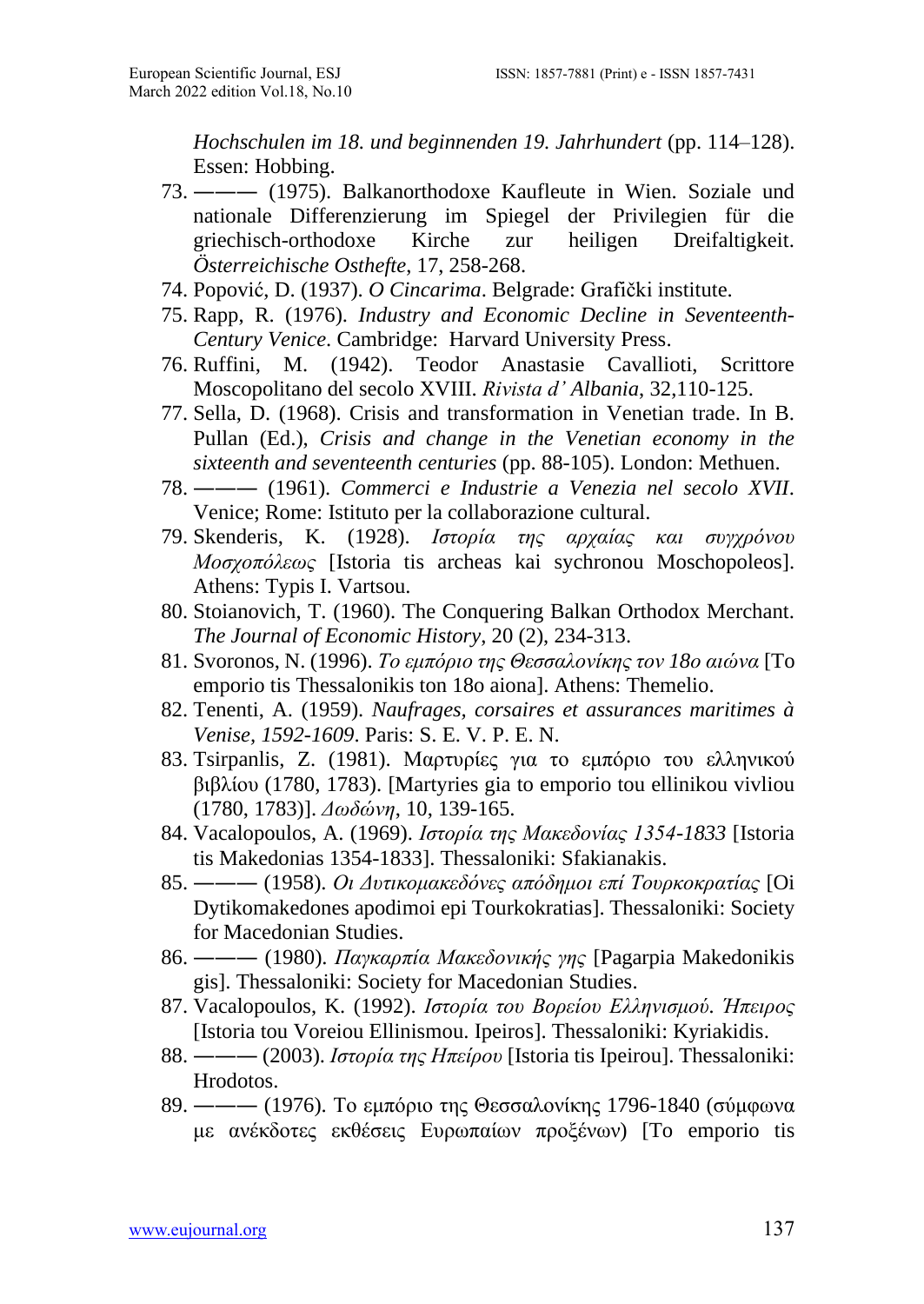*Hochschulen im 18. und beginnenden 19. Jahrhundert* (pp. 114–128). Essen: Hobbing.

73. ——— (1975). Balkanorthodoxe Kaufleute in Wien. Soziale und nationale Differenzierung im Spiegel der Privilegien für die griechisch-orthodoxe Kirche zur heiligen Dreifaltigkeit. *Österreichische Osthefte*, 17, 258-268.
74. Popović, D. (1937). *O Cincarima*. Belgrade: Grafički institute.
75. Rapp, R. (1976). *Industry and Economic Decline in Seventeenth-Century Venice*. Cambridge: Harvard University Press.
76. Ruffini, M. (1942). Teodor Anastasie Cavallioti, Scrittore Moscopolitano del secolo XVIII. *Rivista d' Albania*, 32,110-125.
77. Sella, D. (1968). Crisis and transformation in Venetian trade. In B. Pullan (Ed.), *Crisis and change in the Venetian economy in the sixteenth and seventeenth centuries* (pp. 88-105). London: Methuen.
78. ——— (1961). *Commerci e Industrie a Venezia nel secolo XVII*. Venice; Rome: Istituto per la collaborazione cultural.
79. Skenderis, K. (1928). *Ιστορία της αρχαίας και συγχρόνου Μοσχοπόλεως* [Istoria tis archeas kai sychronou Moschopoleos]. Athens: Typis I. Vartsou.
80. Stoianovich, T. (1960). The Conquering Balkan Orthodox Merchant. *The Journal of Economic History*, 20 (2), 234-313.
81. Svoronos, N. (1996). *Το εμπόριο της Θεσσαλονίκης τον 18ο αιώνα* [To emporio tis Thessalonikis ton 18o aiona]. Athens: Themelio.
82. Tenenti, A. (1959). *Naufrages, corsaires et assurances maritimes à Venise, 1592-1609*. Paris: S. E. V. P. E. N.
83. Tsirpanlis, Z. (1981). Μαρτυρίες για το εμπόριο του ελληνικού βιβλίου (1780, 1783). [Martyries gia to emporio tou ellinikou vivliou (1780, 1783)]. *Δωδώνη*, 10, 139-165.
84. Vacalopoulos, A. (1969). *Ιστορία της Μακεδονίας 1354-1833* [Istoria tis Makedonias 1354-1833]. Thessaloniki: Sfakianakis.
85. ——— (1958). *Οι Δυτικομακεδόνες απόδημοι επί Τουρκοκρατίας* [Oi Dytikomakedones apodimoi epi Tourkokratias]. Thessaloniki: Society for Macedonian Studies.
86. ——— (1980). *Παγκαρπία Μακεδονικής γης* [Pagarpia Makedonikis gis]. Thessaloniki: Society for Macedonian Studies.
87. Vacalopoulos, K. (1992). *Ιστορία του Βορείου Ελληνισμού. Ήπειρος* [Istoria tou Voreiou Ellinismou. Ipeiros]. Thessaloniki: Kyriakidis.
88. ——— (2003). *Ιστορία της Ηπείρου* [Istoria tis Ipeirou]. Thessaloniki: Hrodotos.
89. ——— (1976). Το εμπόριο της Θεσσαλονίκης 1796-1840 (σύμφωνα με ανέκδοτες εκθέσεις Ευρωπαίων προξένων) [To emporio tis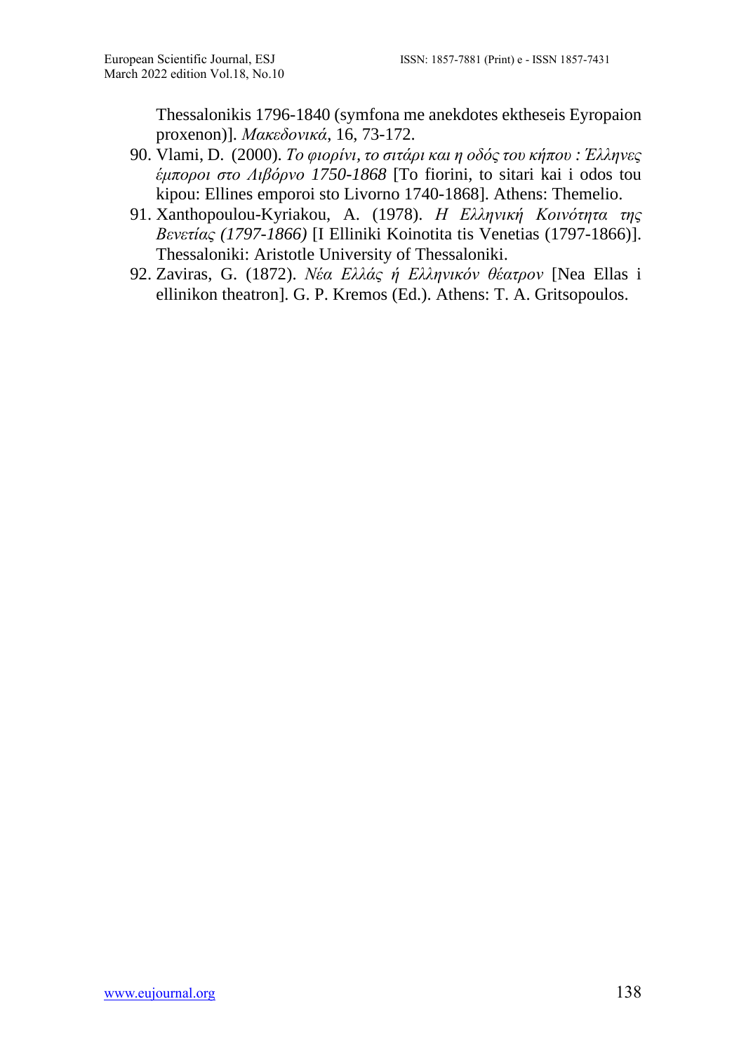Thessalonikis 1796-1840 (symfona me anekdotes ektheseis Eyropaion proxenon)]. *Μακεδονικά*, 16, 73-172.

90. Vlami, D. (2000). *Το φιορίνι, το σιτάρι και η οδός του κήπου : Έλληνες έμποροι στο Λιβόρνο 1750-1868* [To fiorini, to sitari kai i odos tou kipou: Ellines emporoi sto Livorno 1740-1868]. Athens: Themelio.
91. Xanthopoulou-Kyriakou, A. (1978). *Η Ελληνική Κοινότητα της Βενετίας (1797-1866)* [I Elliniki Koinotita tis Venetias (1797-1866)]. Thessaloniki: Aristotle University of Thessaloniki.
92. Zaviras, G. (1872). *Νέα Ελλάς ή Ελληνικόν θέατρον* [Nea Ellas i ellinikon theatron]. G. P. Kremos (Ed.). Athens: T. A. Gritsopoulos.